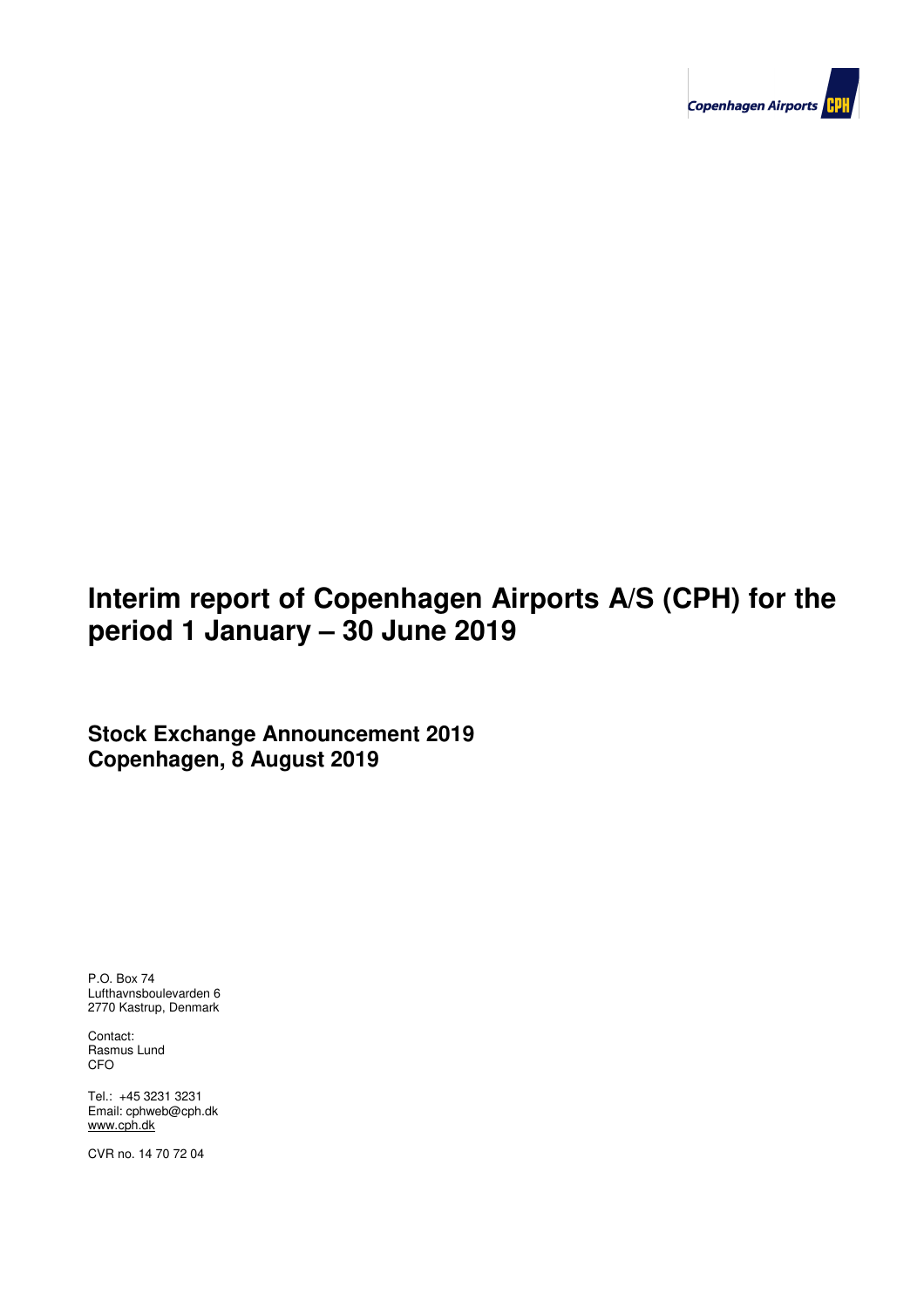# Interim report of Copenhagen Airports A/S (CPH) for the period 1 January – 30 June 2019

## Stock Exchange Announcement 2019
## Copenhagen, 8 August 2019

P.O. Box 74
Lufthavnsboulevarden 6
2770 Kastrup, Denmark

Contact:
Rasmus Lund
CFO

Tel.: +45 3231 3231
Email: cphweb@cph.dk
www.cph.dk

CVR no. 14 70 72 04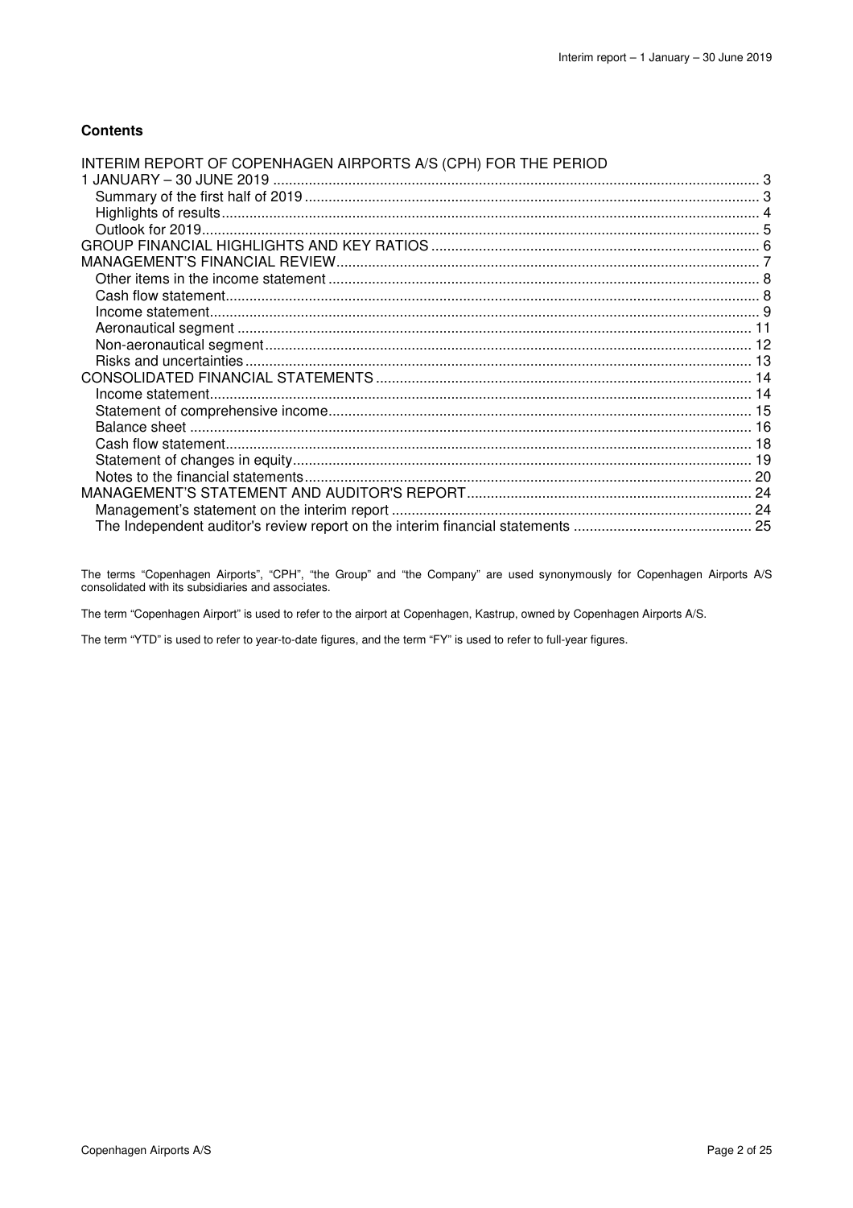**Contents**

INTERIM REPORT OF COPENHAGEN AIRPORTS A/S (CPH) FOR THE PERIOD 1 JANUARY – 30 JUNE 2019 ........ 3
- Summary of the first half of 2019 ........ 3
- Highlights of results ........ 4
- Outlook for 2019 ........ 5

GROUP FINANCIAL HIGHLIGHTS AND KEY RATIOS ........ 6

MANAGEMENT'S FINANCIAL REVIEW ........ 7
- Other items in the income statement ........ 8
- Cash flow statement ........ 8
- Income statement ........ 9
- Aeronautical segment ........ 11
- Non-aeronautical segment ........ 12
- Risks and uncertainties ........ 13

CONSOLIDATED FINANCIAL STATEMENTS ........ 14
- Income statement ........ 14
- Statement of comprehensive income ........ 15
- Balance sheet ........ 16
- Cash flow statement ........ 18
- Statement of changes in equity ........ 19
- Notes to the financial statements ........ 20

MANAGEMENT'S STATEMENT AND AUDITOR'S REPORT ........ 24
- Management's statement on the interim report ........ 24
- The Independent auditor's review report on the interim financial statements ........ 25

The terms "Copenhagen Airports", "CPH", "the Group" and "the Company" are used synonymously for Copenhagen Airports A/S consolidated with its subsidiaries and associates.

The term "Copenhagen Airport" is used to refer to the airport at Copenhagen, Kastrup, owned by Copenhagen Airports A/S.

The term "YTD" is used to refer to year-to-date figures, and the term "FY" is used to refer to full-year figures.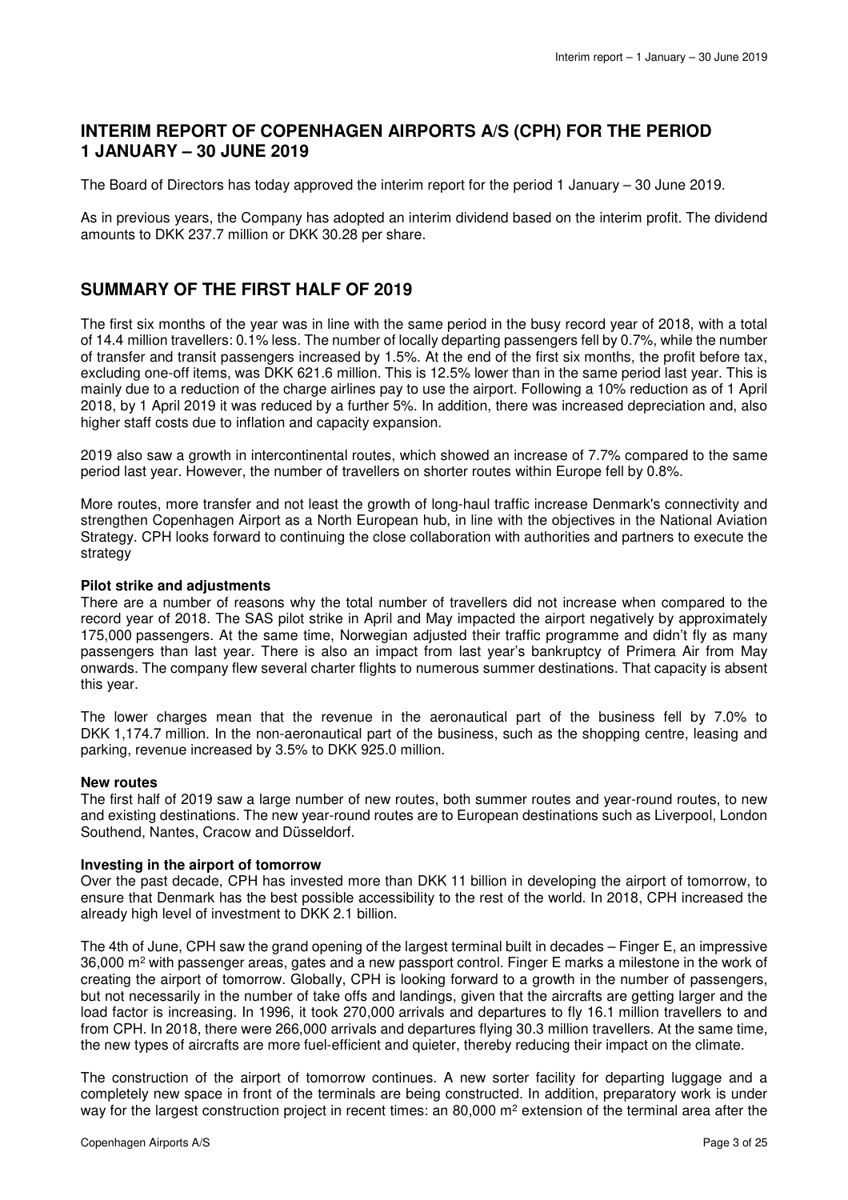## INTERIM REPORT OF COPENHAGEN AIRPORTS A/S (CPH) FOR THE PERIOD 1 JANUARY – 30 JUNE 2019

The Board of Directors has today approved the interim report for the period 1 January – 30 June 2019.

As in previous years, the Company has adopted an interim dividend based on the interim profit. The dividend amounts to DKK 237.7 million or DKK 30.28 per share.

## SUMMARY OF THE FIRST HALF OF 2019

The first six months of the year was in line with the same period in the busy record year of 2018, with a total of 14.4 million travellers: 0.1% less. The number of locally departing passengers fell by 0.7%, while the number of transfer and transit passengers increased by 1.5%. At the end of the first six months, the profit before tax, excluding one-off items, was DKK 621.6 million. This is 12.5% lower than in the same period last year. This is mainly due to a reduction of the charge airlines pay to use the airport. Following a 10% reduction as of 1 April 2018, by 1 April 2019 it was reduced by a further 5%. In addition, there was increased depreciation and, also higher staff costs due to inflation and capacity expansion.

2019 also saw a growth in intercontinental routes, which showed an increase of 7.7% compared to the same period last year. However, the number of travellers on shorter routes within Europe fell by 0.8%.

More routes, more transfer and not least the growth of long-haul traffic increase Denmark's connectivity and strengthen Copenhagen Airport as a North European hub, in line with the objectives in the National Aviation Strategy. CPH looks forward to continuing the close collaboration with authorities and partners to execute the strategy

**Pilot strike and adjustments**

There are a number of reasons why the total number of travellers did not increase when compared to the record year of 2018. The SAS pilot strike in April and May impacted the airport negatively by approximately 175,000 passengers. At the same time, Norwegian adjusted their traffic programme and didn't fly as many passengers than last year. There is also an impact from last year's bankruptcy of Primera Air from May onwards. The company flew several charter flights to numerous summer destinations. That capacity is absent this year.

The lower charges mean that the revenue in the aeronautical part of the business fell by 7.0% to DKK 1,174.7 million. In the non-aeronautical part of the business, such as the shopping centre, leasing and parking, revenue increased by 3.5% to DKK 925.0 million.

**New routes**

The first half of 2019 saw a large number of new routes, both summer routes and year-round routes, to new and existing destinations. The new year-round routes are to European destinations such as Liverpool, London Southend, Nantes, Cracow and Düsseldorf.

**Investing in the airport of tomorrow**

Over the past decade, CPH has invested more than DKK 11 billion in developing the airport of tomorrow, to ensure that Denmark has the best possible accessibility to the rest of the world. In 2018, CPH increased the already high level of investment to DKK 2.1 billion.

The 4th of June, CPH saw the grand opening of the largest terminal built in decades – Finger E, an impressive 36,000 m$^2$ with passenger areas, gates and a new passport control. Finger E marks a milestone in the work of creating the airport of tomorrow. Globally, CPH is looking forward to a growth in the number of passengers, but not necessarily in the number of take offs and landings, given that the aircrafts are getting larger and the load factor is increasing. In 1996, it took 270,000 arrivals and departures to fly 16.1 million travellers to and from CPH. In 2018, there were 266,000 arrivals and departures flying 30.3 million travellers. At the same time, the new types of aircrafts are more fuel-efficient and quieter, thereby reducing their impact on the climate.

The construction of the airport of tomorrow continues. A new sorter facility for departing luggage and a completely new space in front of the terminals are being constructed. In addition, preparatory work is under way for the largest construction project in recent times: an 80,000 m$^2$ extension of the terminal area after the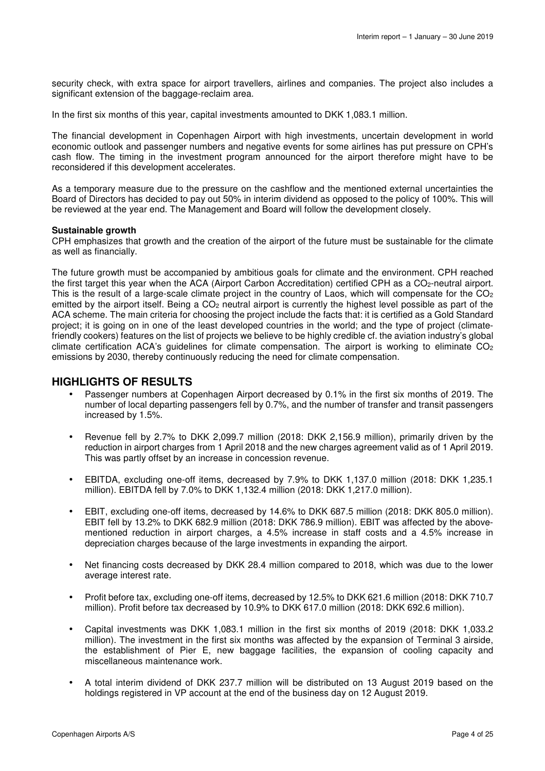security check, with extra space for airport travellers, airlines and companies. The project also includes a significant extension of the baggage-reclaim area.

In the first six months of this year, capital investments amounted to DKK 1,083.1 million.

The financial development in Copenhagen Airport with high investments, uncertain development in world economic outlook and passenger numbers and negative events for some airlines has put pressure on CPH's cash flow. The timing in the investment program announced for the airport therefore might have to be reconsidered if this development accelerates.

As a temporary measure due to the pressure on the cashflow and the mentioned external uncertainties the Board of Directors has decided to pay out 50% in interim dividend as opposed to the policy of 100%. This will be reviewed at the year end. The Management and Board will follow the development closely.

**Sustainable growth**

CPH emphasizes that growth and the creation of the airport of the future must be sustainable for the climate as well as financially.

The future growth must be accompanied by ambitious goals for climate and the environment. CPH reached the first target this year when the ACA (Airport Carbon Accreditation) certified CPH as a $CO_2$-neutral airport. This is the result of a large-scale climate project in the country of Laos, which will compensate for the $CO_2$ emitted by the airport itself. Being a $CO_2$ neutral airport is currently the highest level possible as part of the ACA scheme. The main criteria for choosing the project include the facts that: it is certified as a Gold Standard project; it is going on in one of the least developed countries in the world; and the type of project (climate-friendly cookers) features on the list of projects we believe to be highly credible cf. the aviation industry's global climate certification ACA's guidelines for climate compensation. The airport is working to eliminate $CO_2$ emissions by 2030, thereby continuously reducing the need for climate compensation.

## HIGHLIGHTS OF RESULTS

- Passenger numbers at Copenhagen Airport decreased by 0.1% in the first six months of 2019. The number of local departing passengers fell by 0.7%, and the number of transfer and transit passengers increased by 1.5%.
- Revenue fell by 2.7% to DKK 2,099.7 million (2018: DKK 2,156.9 million), primarily driven by the reduction in airport charges from 1 April 2018 and the new charges agreement valid as of 1 April 2019. This was partly offset by an increase in concession revenue.
- EBITDA, excluding one-off items, decreased by 7.9% to DKK 1,137.0 million (2018: DKK 1,235.1 million). EBITDA fell by 7.0% to DKK 1,132.4 million (2018: DKK 1,217.0 million).
- EBIT, excluding one-off items, decreased by 14.6% to DKK 687.5 million (2018: DKK 805.0 million). EBIT fell by 13.2% to DKK 682.9 million (2018: DKK 786.9 million). EBIT was affected by the above-mentioned reduction in airport charges, a 4.5% increase in staff costs and a 4.5% increase in depreciation charges because of the large investments in expanding the airport.
- Net financing costs decreased by DKK 28.4 million compared to 2018, which was due to the lower average interest rate.
- Profit before tax, excluding one-off items, decreased by 12.5% to DKK 621.6 million (2018: DKK 710.7 million). Profit before tax decreased by 10.9% to DKK 617.0 million (2018: DKK 692.6 million).
- Capital investments was DKK 1,083.1 million in the first six months of 2019 (2018: DKK 1,033.2 million). The investment in the first six months was affected by the expansion of Terminal 3 airside, the establishment of Pier E, new baggage facilities, the expansion of cooling capacity and miscellaneous maintenance work.
- A total interim dividend of DKK 237.7 million will be distributed on 13 August 2019 based on the holdings registered in VP account at the end of the business day on 12 August 2019.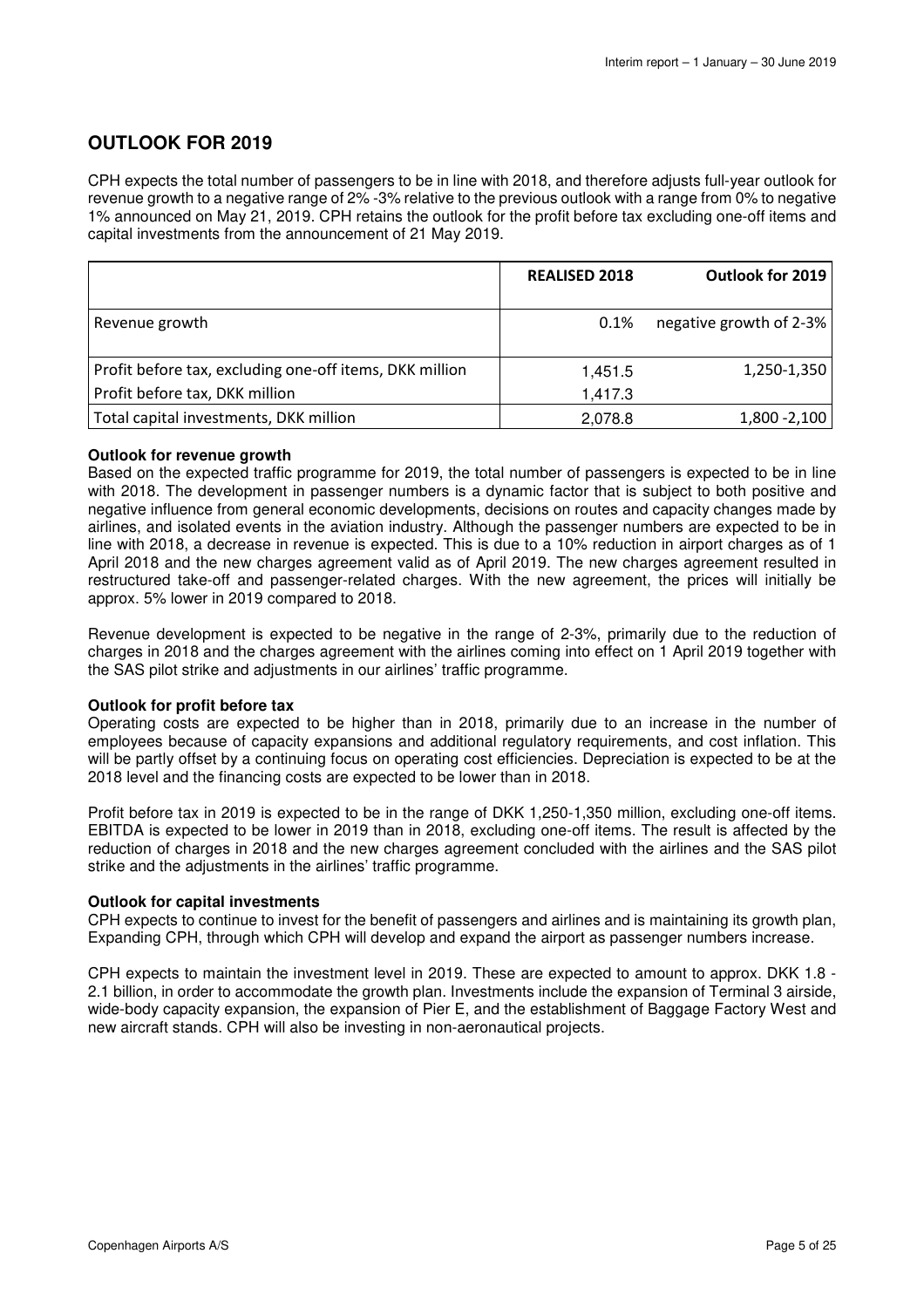## OUTLOOK FOR 2019

CPH expects the total number of passengers to be in line with 2018, and therefore adjusts full-year outlook for revenue growth to a negative range of 2% -3% relative to the previous outlook with a range from 0% to negative 1% announced on May 21, 2019. CPH retains the outlook for the profit before tax excluding one-off items and capital investments from the announcement of 21 May 2019.

| | REALISED 2018 | Outlook for 2019 |
|---|---|---|
| Revenue growth | 0.1% | negative growth of 2-3% |
| Profit before tax, excluding one-off items, DKK million | 1,451.5 | 1,250-1,350 |
| Profit before tax, DKK million | 1,417.3 | |
| Total capital investments, DKK million | 2,078.8 | 1,800 -2,100 |

**Outlook for revenue growth**

Based on the expected traffic programme for 2019, the total number of passengers is expected to be in line with 2018. The development in passenger numbers is a dynamic factor that is subject to both positive and negative influence from general economic developments, decisions on routes and capacity changes made by airlines, and isolated events in the aviation industry. Although the passenger numbers are expected to be in line with 2018, a decrease in revenue is expected. This is due to a 10% reduction in airport charges as of 1 April 2018 and the new charges agreement valid as of April 2019. The new charges agreement resulted in restructured take-off and passenger-related charges. With the new agreement, the prices will initially be approx. 5% lower in 2019 compared to 2018.

Revenue development is expected to be negative in the range of 2-3%, primarily due to the reduction of charges in 2018 and the charges agreement with the airlines coming into effect on 1 April 2019 together with the SAS pilot strike and adjustments in our airlines' traffic programme.

**Outlook for profit before tax**

Operating costs are expected to be higher than in 2018, primarily due to an increase in the number of employees because of capacity expansions and additional regulatory requirements, and cost inflation. This will be partly offset by a continuing focus on operating cost efficiencies. Depreciation is expected to be at the 2018 level and the financing costs are expected to be lower than in 2018.

Profit before tax in 2019 is expected to be in the range of DKK 1,250-1,350 million, excluding one-off items. EBITDA is expected to be lower in 2019 than in 2018, excluding one-off items. The result is affected by the reduction of charges in 2018 and the new charges agreement concluded with the airlines and the SAS pilot strike and the adjustments in the airlines' traffic programme.

**Outlook for capital investments**

CPH expects to continue to invest for the benefit of passengers and airlines and is maintaining its growth plan, Expanding CPH, through which CPH will develop and expand the airport as passenger numbers increase.

CPH expects to maintain the investment level in 2019. These are expected to amount to approx. DKK 1.8 - 2.1 billion, in order to accommodate the growth plan. Investments include the expansion of Terminal 3 airside, wide-body capacity expansion, the expansion of Pier E, and the establishment of Baggage Factory West and new aircraft stands. CPH will also be investing in non-aeronautical projects.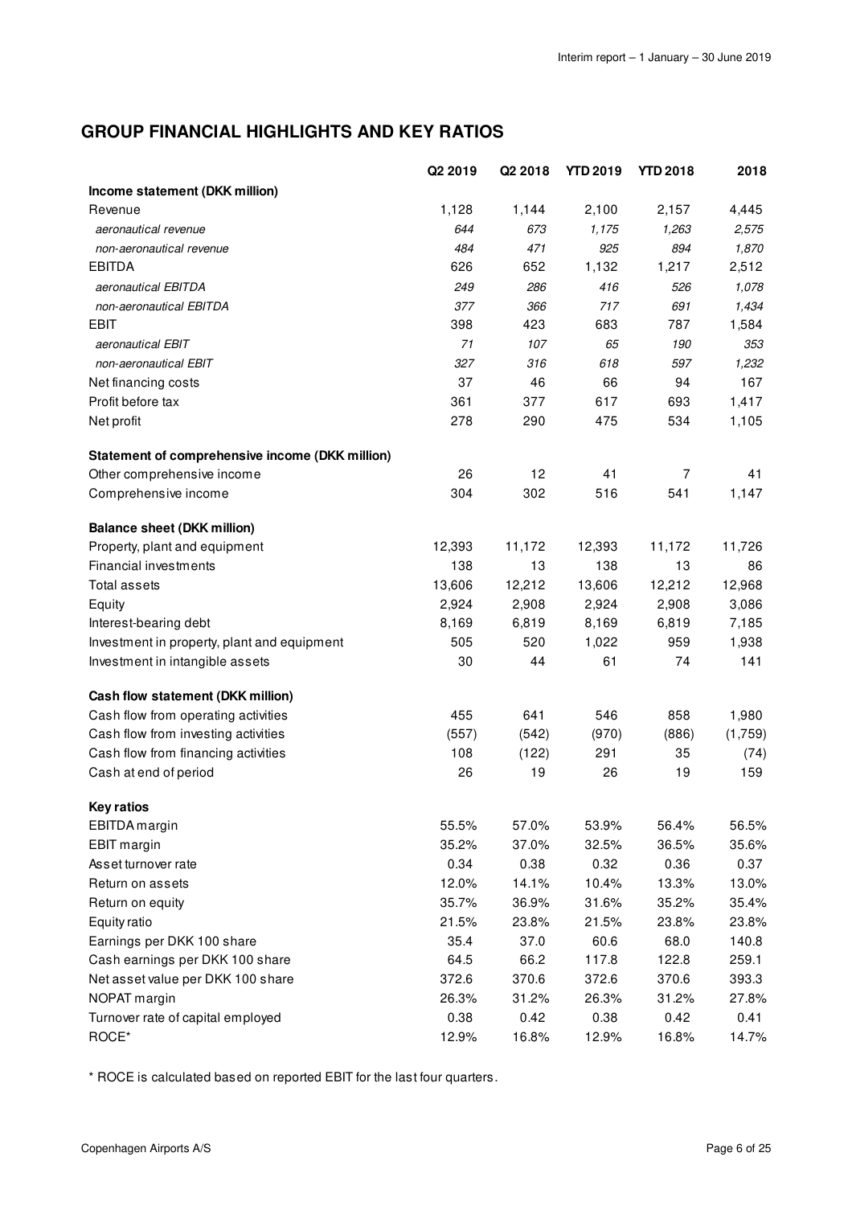## GROUP FINANCIAL HIGHLIGHTS AND KEY RATIOS

| | Q2 2019 | Q2 2018 | YTD 2019 | YTD 2018 | 2018 |
|---|---|---|---|---|---|
| **Income statement (DKK million)** | | | | | |
| Revenue | 1,128 | 1,144 | 2,100 | 2,157 | 4,445 |
| *aeronautical revenue* | *644* | *673* | *1,175* | *1,263* | *2,575* |
| *non-aeronautical revenue* | *484* | *471* | *925* | *894* | *1,870* |
| EBITDA | 626 | 652 | 1,132 | 1,217 | 2,512 |
| *aeronautical EBITDA* | *249* | *286* | *416* | *526* | *1,078* |
| *non-aeronautical EBITDA* | *377* | *366* | *717* | *691* | *1,434* |
| EBIT | 398 | 423 | 683 | 787 | 1,584 |
| *aeronautical EBIT* | *71* | *107* | *65* | *190* | *353* |
| *non-aeronautical EBIT* | *327* | *316* | *618* | *597* | *1,232* |
| Net financing costs | 37 | 46 | 66 | 94 | 167 |
| Profit before tax | 361 | 377 | 617 | 693 | 1,417 |
| Net profit | 278 | 290 | 475 | 534 | 1,105 |
| **Statement of comprehensive income (DKK million)** | | | | | |
| Other comprehensive income | 26 | 12 | 41 | 7 | 41 |
| Comprehensive income | 304 | 302 | 516 | 541 | 1,147 |
| **Balance sheet (DKK million)** | | | | | |
| Property, plant and equipment | 12,393 | 11,172 | 12,393 | 11,172 | 11,726 |
| Financial investments | 138 | 13 | 138 | 13 | 86 |
| Total assets | 13,606 | 12,212 | 13,606 | 12,212 | 12,968 |
| Equity | 2,924 | 2,908 | 2,924 | 2,908 | 3,086 |
| Interest-bearing debt | 8,169 | 6,819 | 8,169 | 6,819 | 7,185 |
| Investment in property, plant and equipment | 505 | 520 | 1,022 | 959 | 1,938 |
| Investment in intangible assets | 30 | 44 | 61 | 74 | 141 |
| **Cash flow statement (DKK million)** | | | | | |
| Cash flow from operating activities | 455 | 641 | 546 | 858 | 1,980 |
| Cash flow from investing activities | (557) | (542) | (970) | (886) | (1,759) |
| Cash flow from financing activities | 108 | (122) | 291 | 35 | (74) |
| Cash at end of period | 26 | 19 | 26 | 19 | 159 |
| **Key ratios** | | | | | |
| EBITDA margin | 55.5% | 57.0% | 53.9% | 56.4% | 56.5% |
| EBIT margin | 35.2% | 37.0% | 32.5% | 36.5% | 35.6% |
| Asset turnover rate | 0.34 | 0.38 | 0.32 | 0.36 | 0.37 |
| Return on assets | 12.0% | 14.1% | 10.4% | 13.3% | 13.0% |
| Return on equity | 35.7% | 36.9% | 31.6% | 35.2% | 35.4% |
| Equity ratio | 21.5% | 23.8% | 21.5% | 23.8% | 23.8% |
| Earnings per DKK 100 share | 35.4 | 37.0 | 60.6 | 68.0 | 140.8 |
| Cash earnings per DKK 100 share | 64.5 | 66.2 | 117.8 | 122.8 | 259.1 |
| Net asset value per DKK 100 share | 372.6 | 370.6 | 372.6 | 370.6 | 393.3 |
| NOPAT margin | 26.3% | 31.2% | 26.3% | 31.2% | 27.8% |
| Turnover rate of capital employed | 0.38 | 0.42 | 0.38 | 0.42 | 0.41 |
| ROCE* | 12.9% | 16.8% | 12.9% | 16.8% | 14.7% |

* ROCE is calculated based on reported EBIT for the last four quarters.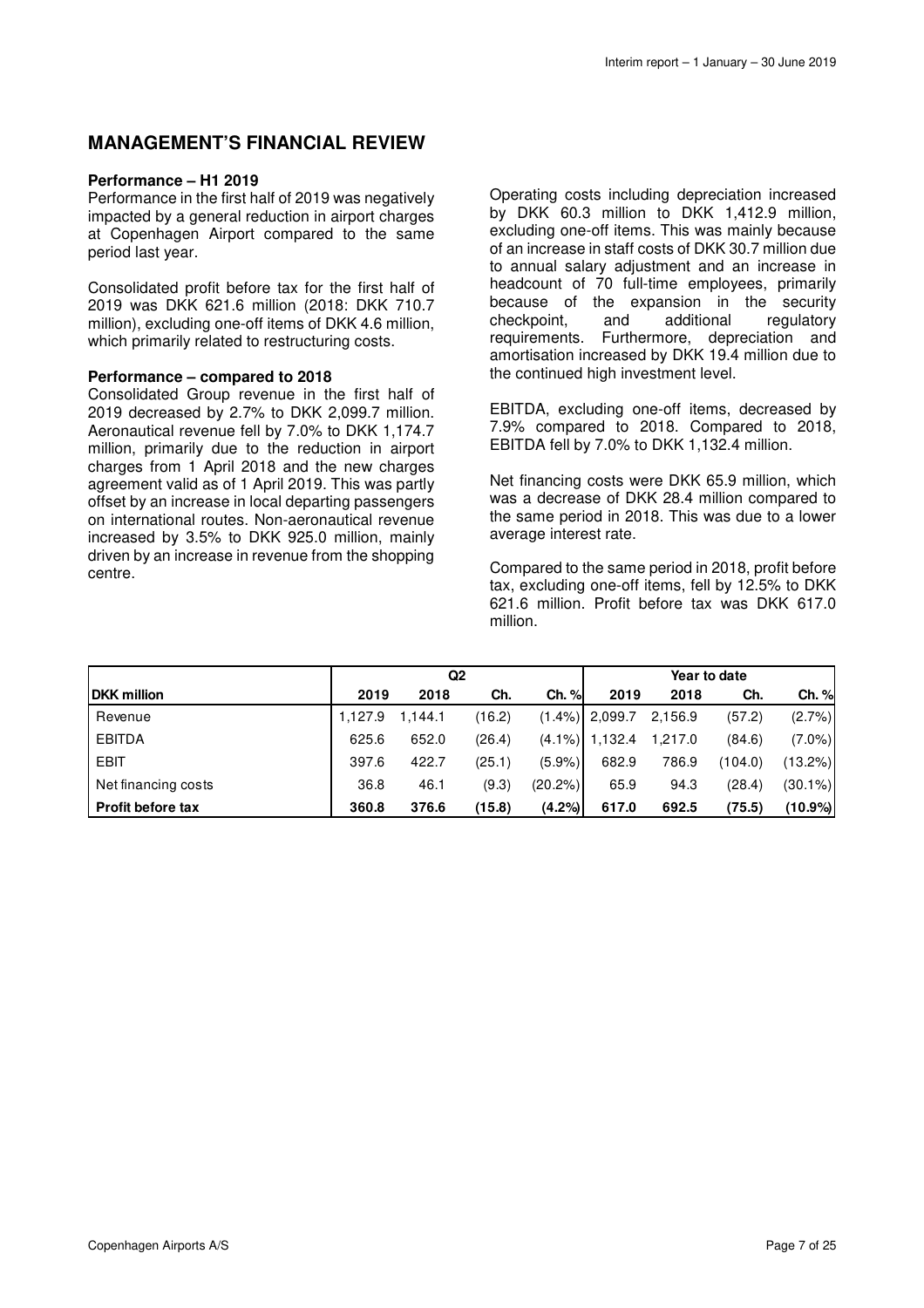## MANAGEMENT'S FINANCIAL REVIEW

**Performance – H1 2019**

Performance in the first half of 2019 was negatively impacted by a general reduction in airport charges at Copenhagen Airport compared to the same period last year.

Consolidated profit before tax for the first half of 2019 was DKK 621.6 million (2018: DKK 710.7 million), excluding one-off items of DKK 4.6 million, which primarily related to restructuring costs.

**Performance – compared to 2018**

Consolidated Group revenue in the first half of 2019 decreased by 2.7% to DKK 2,099.7 million. Aeronautical revenue fell by 7.0% to DKK 1,174.7 million, primarily due to the reduction in airport charges from 1 April 2018 and the new charges agreement valid as of 1 April 2019. This was partly offset by an increase in local departing passengers on international routes. Non-aeronautical revenue increased by 3.5% to DKK 925.0 million, mainly driven by an increase in revenue from the shopping centre.

Operating costs including depreciation increased by DKK 60.3 million to DKK 1,412.9 million, excluding one-off items. This was mainly because of an increase in staff costs of DKK 30.7 million due to annual salary adjustment and an increase in headcount of 70 full-time employees, primarily because of the expansion in the security checkpoint, and additional regulatory requirements. Furthermore, depreciation and amortisation increased by DKK 19.4 million due to the continued high investment level.

EBITDA, excluding one-off items, decreased by 7.9% compared to 2018. Compared to 2018, EBITDA fell by 7.0% to DKK 1,132.4 million.

Net financing costs were DKK 65.9 million, which was a decrease of DKK 28.4 million compared to the same period in 2018. This was due to a lower average interest rate.

Compared to the same period in 2018, profit before tax, excluding one-off items, fell by 12.5% to DKK 621.6 million. Profit before tax was DKK 617.0 million.

| | Q2 | | | | Year to date | | | |
|---|---|---|---|---|---|---|---|---|
| **DKK million** | **2019** | **2018** | **Ch.** | **Ch. %** | **2019** | **2018** | **Ch.** | **Ch. %** |
| Revenue | 1,127.9 | 1,144.1 | (16.2) | (1.4%) | 2,099.7 | 2,156.9 | (57.2) | (2.7%) |
| EBITDA | 625.6 | 652.0 | (26.4) | (4.1%) | 1,132.4 | 1,217.0 | (84.6) | (7.0%) |
| EBIT | 397.6 | 422.7 | (25.1) | (5.9%) | 682.9 | 786.9 | (104.0) | (13.2%) |
| Net financing costs | 36.8 | 46.1 | (9.3) | (20.2%) | 65.9 | 94.3 | (28.4) | (30.1%) |
| **Profit before tax** | **360.8** | **376.6** | **(15.8)** | **(4.2%)** | **617.0** | **692.5** | **(75.5)** | **(10.9%)** |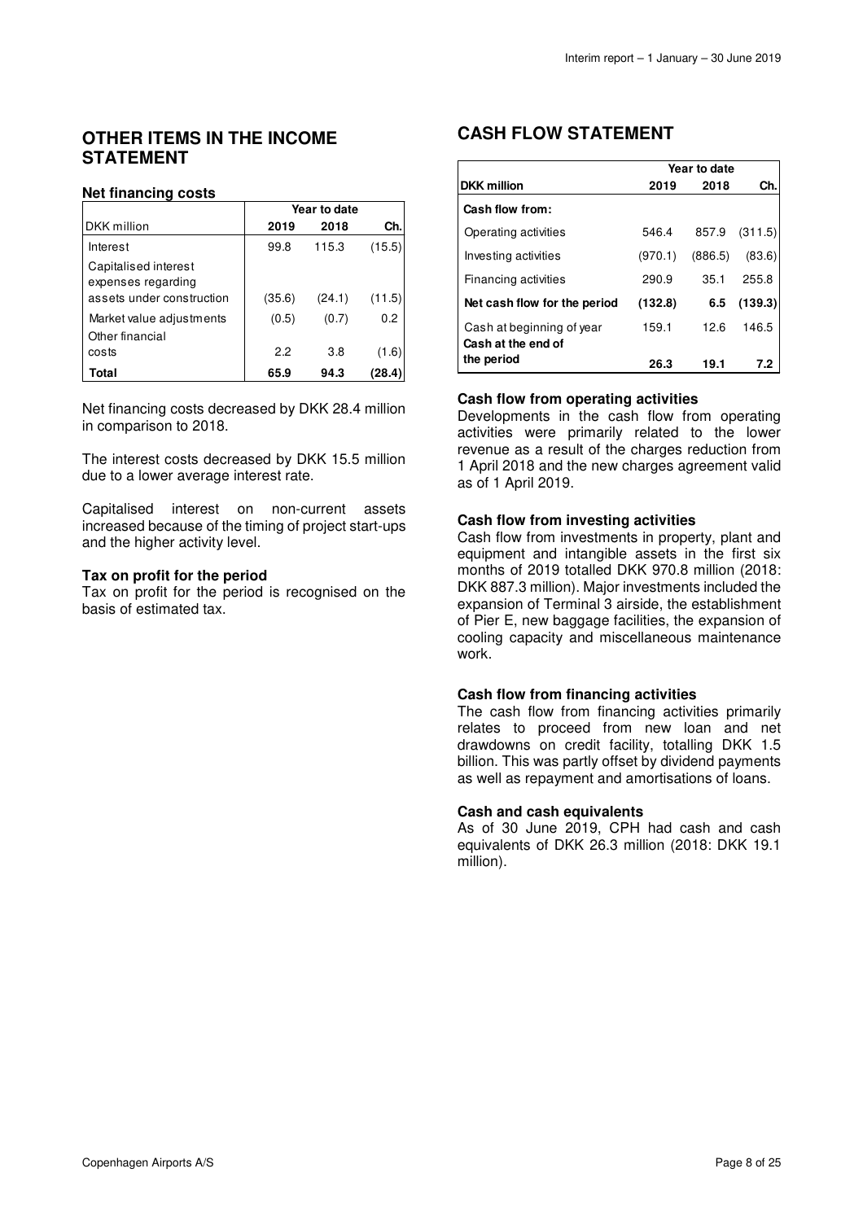## OTHER ITEMS IN THE INCOME STATEMENT

### Net financing costs

| | Year to date | | |
|---|---|---|---|
| DKK million | 2019 | 2018 | Ch. |
| Interest | 99.8 | 115.3 | (15.5) |
| Capitalised interest expenses regarding assets under construction | (35.6) | (24.1) | (11.5) |
| Market value adjustments | (0.5) | (0.7) | 0.2 |
| Other financial costs | 2.2 | 3.8 | (1.6) |
| **Total** | **65.9** | **94.3** | **(28.4)** |

Net financing costs decreased by DKK 28.4 million in comparison to 2018.

The interest costs decreased by DKK 15.5 million due to a lower average interest rate.

Capitalised interest on non-current assets increased because of the timing of project start-ups and the higher activity level.

**Tax on profit for the period**

Tax on profit for the period is recognised on the basis of estimated tax.

## CASH FLOW STATEMENT

| | Year to date | | |
|---|---|---|---|
| **DKK million** | **2019** | **2018** | **Ch.** |
| **Cash flow from:** | | | |
| Operating activities | 546.4 | 857.9 | (311.5) |
| Investing activities | (970.1) | (886.5) | (83.6) |
| Financing activities | 290.9 | 35.1 | 255.8 |
| **Net cash flow for the period** | **(132.8)** | **6.5** | **(139.3)** |
| Cash at beginning of year | 159.1 | 12.6 | 146.5 |
| **Cash at the end of the period** | **26.3** | **19.1** | **7.2** |

**Cash flow from operating activities**

Developments in the cash flow from operating activities were primarily related to the lower revenue as a result of the charges reduction from 1 April 2018 and the new charges agreement valid as of 1 April 2019.

**Cash flow from investing activities**

Cash flow from investments in property, plant and equipment and intangible assets in the first six months of 2019 totalled DKK 970.8 million (2018: DKK 887.3 million). Major investments included the expansion of Terminal 3 airside, the establishment of Pier E, new baggage facilities, the expansion of cooling capacity and miscellaneous maintenance work.

**Cash flow from financing activities**

The cash flow from financing activities primarily relates to proceed from new loan and net drawdowns on credit facility, totalling DKK 1.5 billion. This was partly offset by dividend payments as well as repayment and amortisations of loans.

**Cash and cash equivalents**

As of 30 June 2019, CPH had cash and cash equivalents of DKK 26.3 million (2018: DKK 19.1 million).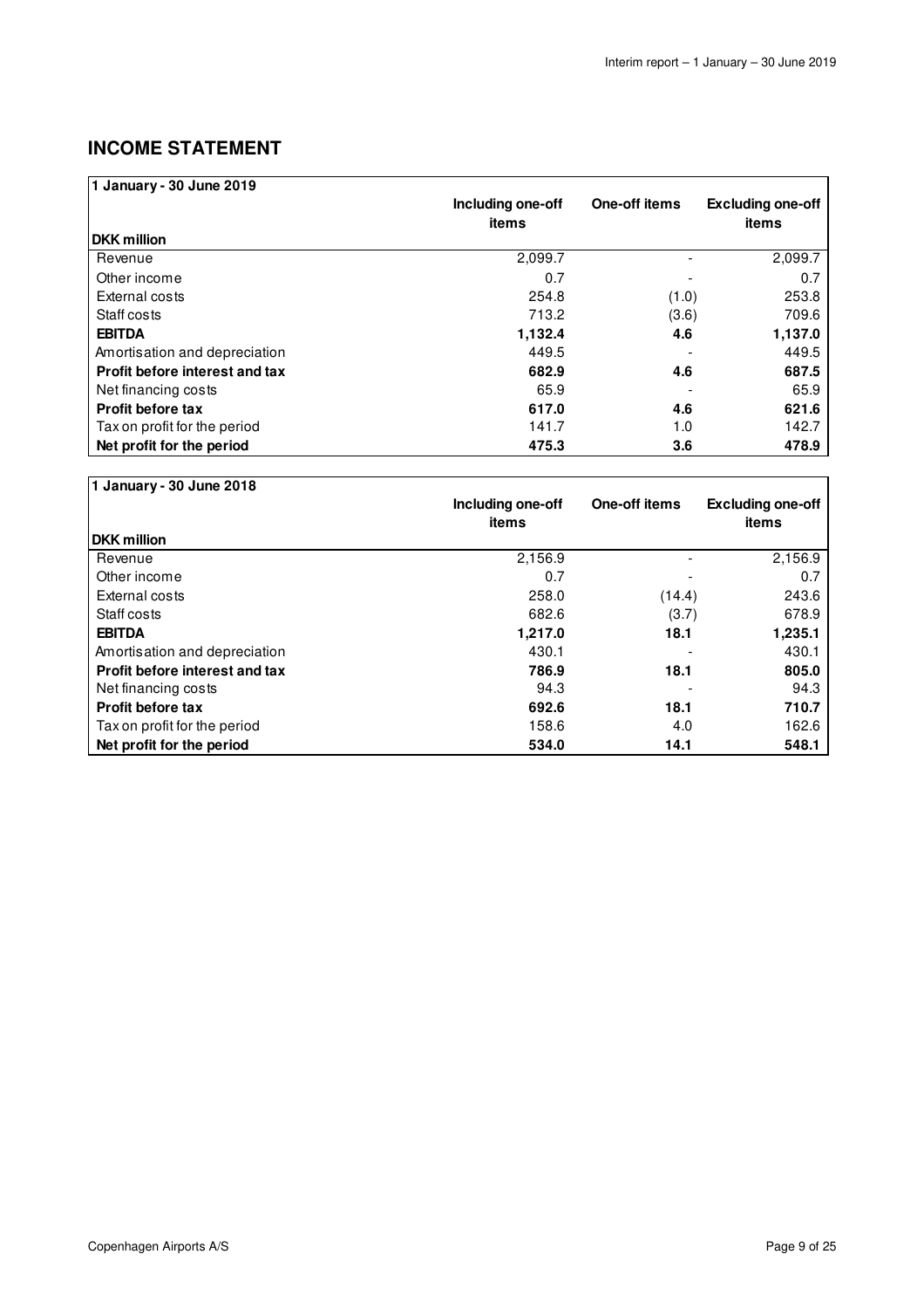## INCOME STATEMENT

| 1 January - 30 June 2019<br>DKK million | Including one-off items | One-off items | Excluding one-off items |
|---|---|---|---|
| Revenue | 2,099.7 | - | 2,099.7 |
| Other income | 0.7 | - | 0.7 |
| External costs | 254.8 | (1.0) | 253.8 |
| Staff costs | 713.2 | (3.6) | 709.6 |
| **EBITDA** | **1,132.4** | **4.6** | **1,137.0** |
| Amortisation and depreciation | 449.5 | - | 449.5 |
| **Profit before interest and tax** | **682.9** | **4.6** | **687.5** |
| Net financing costs | 65.9 | - | 65.9 |
| **Profit before tax** | **617.0** | **4.6** | **621.6** |
| Tax on profit for the period | 141.7 | 1.0 | 142.7 |
| **Net profit for the period** | **475.3** | **3.6** | **478.9** |

| 1 January - 30 June 2018<br>DKK million | Including one-off items | One-off items | Excluding one-off items |
|---|---|---|---|
| Revenue | 2,156.9 | - | 2,156.9 |
| Other income | 0.7 | - | 0.7 |
| External costs | 258.0 | (14.4) | 243.6 |
| Staff costs | 682.6 | (3.7) | 678.9 |
| **EBITDA** | **1,217.0** | **18.1** | **1,235.1** |
| Amortisation and depreciation | 430.1 | - | 430.1 |
| **Profit before interest and tax** | **786.9** | **18.1** | **805.0** |
| Net financing costs | 94.3 | - | 94.3 |
| **Profit before tax** | **692.6** | **18.1** | **710.7** |
| Tax on profit for the period | 158.6 | 4.0 | 162.6 |
| **Net profit for the period** | **534.0** | **14.1** | **548.1** |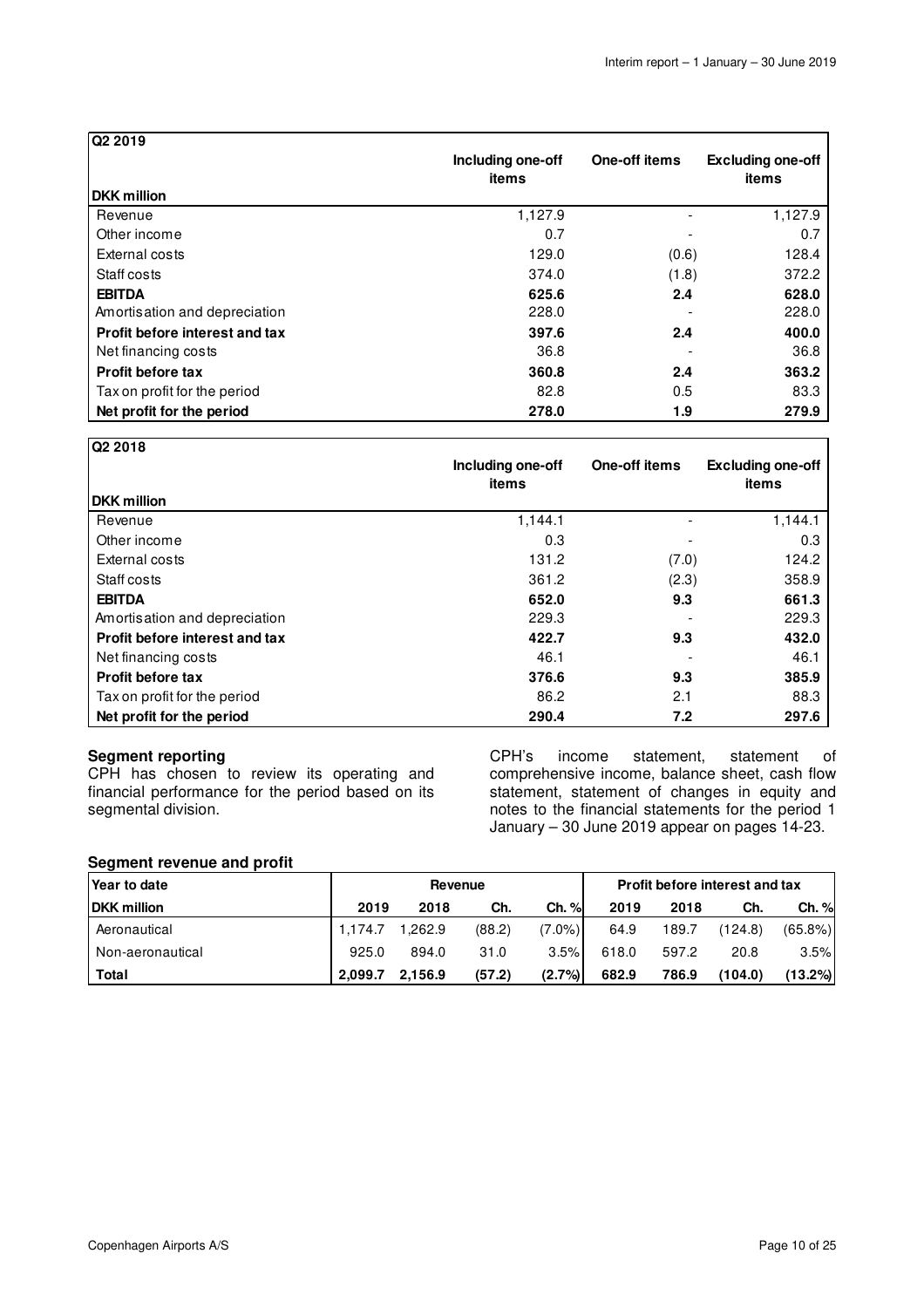| Q2 2019 | | | |
|---|---|---|---|
| **DKK million** | **Including one-off items** | **One-off items** | **Excluding one-off items** |
| Revenue | 1,127.9 | - | 1,127.9 |
| Other income | 0.7 | - | 0.7 |
| External costs | 129.0 | (0.6) | 128.4 |
| Staff costs | 374.0 | (1.8) | 372.2 |
| **EBITDA** | **625.6** | **2.4** | **628.0** |
| Amortisation and depreciation | 228.0 | - | 228.0 |
| **Profit before interest and tax** | **397.6** | **2.4** | **400.0** |
| Net financing costs | 36.8 | - | 36.8 |
| **Profit before tax** | **360.8** | **2.4** | **363.2** |
| Tax on profit for the period | 82.8 | 0.5 | 83.3 |
| **Net profit for the period** | **278.0** | **1.9** | **279.9** |

| Q2 2018 | | | |
|---|---|---|---|
| **DKK million** | **Including one-off items** | **One-off items** | **Excluding one-off items** |
| Revenue | 1,144.1 | - | 1,144.1 |
| Other income | 0.3 | - | 0.3 |
| External costs | 131.2 | (7.0) | 124.2 |
| Staff costs | 361.2 | (2.3) | 358.9 |
| **EBITDA** | **652.0** | **9.3** | **661.3** |
| Amortisation and depreciation | 229.3 | - | 229.3 |
| **Profit before interest and tax** | **422.7** | **9.3** | **432.0** |
| Net financing costs | 46.1 | - | 46.1 |
| **Profit before tax** | **376.6** | **9.3** | **385.9** |
| Tax on profit for the period | 86.2 | 2.1 | 88.3 |
| **Net profit for the period** | **290.4** | **7.2** | **297.6** |

**Segment reporting**

CPH has chosen to review its operating and financial performance for the period based on its segmental division.

CPH's income statement, statement of comprehensive income, balance sheet, cash flow statement, statement of changes in equity and notes to the financial statements for the period 1 January – 30 June 2019 appear on pages 14-23.

**Segment revenue and profit**

| Year to date | Revenue | | | | Profit before interest and tax | | | |
|---|---|---|---|---|---|---|---|---|
| **DKK million** | **2019** | **2018** | **Ch.** | **Ch. %** | **2019** | **2018** | **Ch.** | **Ch. %** |
| Aeronautical | 1,174.7 | 1,262.9 | (88.2) | (7.0%) | 64.9 | 189.7 | (124.8) | (65.8%) |
| Non-aeronautical | 925.0 | 894.0 | 31.0 | 3.5% | 618.0 | 597.2 | 20.8 | 3.5% |
| **Total** | **2,099.7** | **2,156.9** | **(57.2)** | **(2.7%)** | **682.9** | **786.9** | **(104.0)** | **(13.2%)** |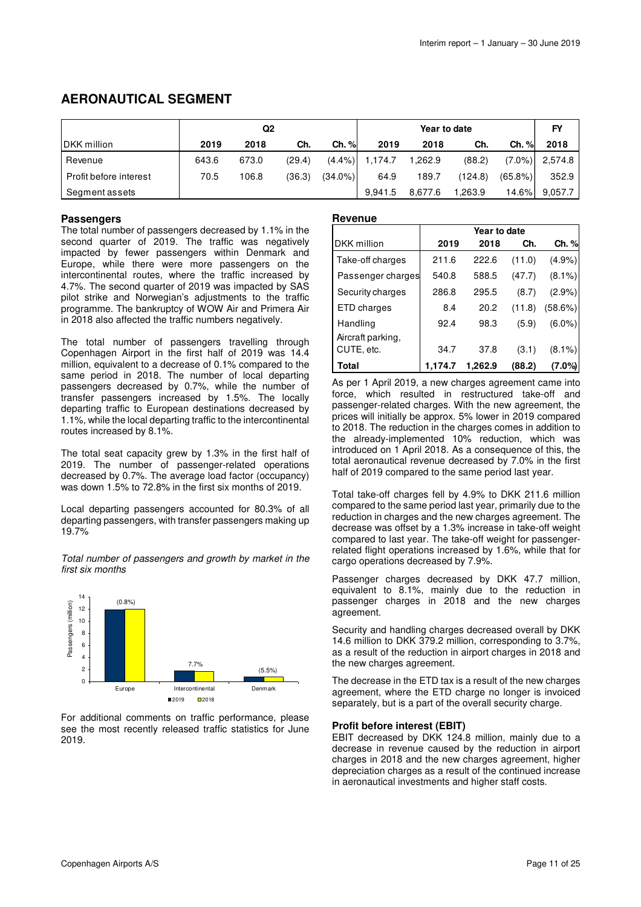# AERONAUTICAL SEGMENT

| DKK million | Q2 2019 | Q2 2018 | Q2 Ch. | Q2 Ch. % | Year to date 2019 | Year to date 2018 | Year to date Ch. | Year to date Ch. % | FY 2018 |
|---|---|---|---|---|---|---|---|---|---|
| Revenue | 643.6 | 673.0 | (29.4) | (4.4%) | 1,174.7 | 1,262.9 | (88.2) | (7.0%) | 2,574.8 |
| Profit before interest | 70.5 | 106.8 | (36.3) | (34.0%) | 64.9 | 189.7 | (124.8) | (65.8%) | 352.9 |
| Segment assets | | | | | 9,941.5 | 8,677.6 | 1,263.9 | 14.6% | 9,057.7 |

### Passengers

The total number of passengers decreased by 1.1% in the second quarter of 2019. The traffic was negatively impacted by fewer passengers within Denmark and Europe, while there were more passengers on the intercontinental routes, where the traffic increased by 4.7%. The second quarter of 2019 was impacted by SAS pilot strike and Norwegian's adjustments to the traffic programme. The bankruptcy of WOW Air and Primera Air in 2018 also affected the traffic numbers negatively.

The total number of passengers travelling through Copenhagen Airport in the first half of 2019 was 14.4 million, equivalent to a decrease of 0.1% compared to the same period in 2018. The number of local departing passengers decreased by 0.7%, while the number of transfer passengers increased by 1.5%. The locally departing traffic to European destinations decreased by 1.1%, while the local departing traffic to the intercontinental routes increased by 8.1%.

The total seat capacity grew by 1.3% in the first half of 2019. The number of passenger-related operations decreased by 0.7%. The average load factor (occupancy) was down 1.5% to 72.8% in the first six months of 2019.

Local departing passengers accounted for 80.3% of all departing passengers, with transfer passengers making up 19.7%

*Total number of passengers and growth by market in the first six months*

Passengers (million)

| Market | Growth |
|---|---|
| Europe | (0.8%) |
| Intercontinental | 7.7% |
| Denmark | (5.5%) |

■2019 □2018

For additional comments on traffic performance, please see the most recently released traffic statistics for June 2019.

### Revenue

| DKK million | Year to date 2019 | Year to date 2018 | Ch. | Ch. % |
|---|---|---|---|---|
| Take-off charges | 211.6 | 222.6 | (11.0) | (4.9%) |
| Passenger charges | 540.8 | 588.5 | (47.7) | (8.1%) |
| Security charges | 286.8 | 295.5 | (8.7) | (2.9%) |
| ETD charges | 8.4 | 20.2 | (11.8) | (58.6%) |
| Handling | 92.4 | 98.3 | (5.9) | (6.0%) |
| Aircraft parking, CUTE, etc. | 34.7 | 37.8 | (3.1) | (8.1%) |
| **Total** | **1,174.7** | **1,262.9** | **(88.2)** | **(7.0%)** |

As per 1 April 2019, a new charges agreement came into force, which resulted in restructured take-off and passenger-related charges. With the new agreement, the prices will initially be approx. 5% lower in 2019 compared to 2018. The reduction in the charges comes in addition to the already-implemented 10% reduction, which was introduced on 1 April 2018. As a consequence of this, the total aeronautical revenue decreased by 7.0% in the first half of 2019 compared to the same period last year.

Total take-off charges fell by 4.9% to DKK 211.6 million compared to the same period last year, primarily due to the reduction in charges and the new charges agreement. The decrease was offset by a 1.3% increase in take-off weight compared to last year. The take-off weight for passenger-related flight operations increased by 1.6%, while that for cargo operations decreased by 7.9%.

Passenger charges decreased by DKK 47.7 million, equivalent to 8.1%, mainly due to the reduction in passenger charges in 2018 and the new charges agreement.

Security and handling charges decreased overall by DKK 14.6 million to DKK 379.2 million, corresponding to 3.7%, as a result of the reduction in airport charges in 2018 and the new charges agreement.

The decrease in the ETD tax is a result of the new charges agreement, where the ETD charge no longer is invoiced separately, but is a part of the overall security charge.

### Profit before interest (EBIT)

EBIT decreased by DKK 124.8 million, mainly due to a decrease in revenue caused by the reduction in airport charges in 2018 and the new charges agreement, higher depreciation charges as a result of the continued increase in aeronautical investments and higher staff costs.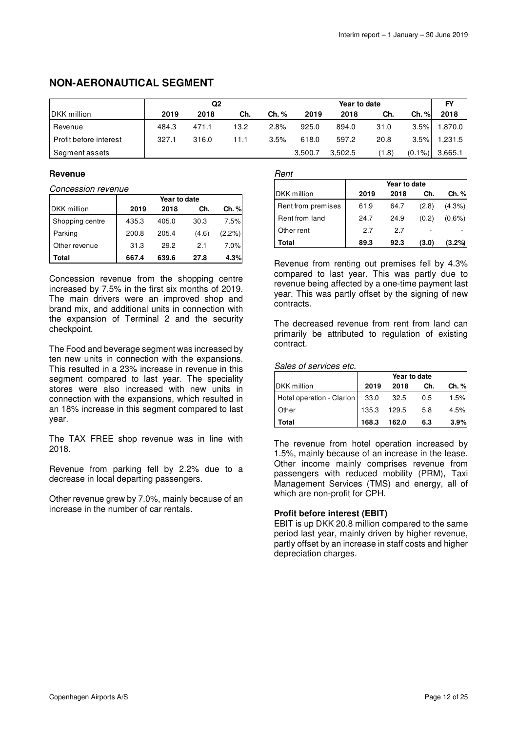## NON-AERONAUTICAL SEGMENT

| DKK million | Q2 2019 | Q2 2018 | Ch. | Ch. % | Year to date 2019 | Year to date 2018 | Ch. | Ch. % | FY 2018 |
|---|---|---|---|---|---|---|---|---|---|
| Revenue | 484.3 | 471.1 | 13.2 | 2.8% | 925.0 | 894.0 | 31.0 | 3.5% | 1,870.0 |
| Profit before interest | 327.1 | 316.0 | 11.1 | 3.5% | 618.0 | 597.2 | 20.8 | 3.5% | 1,231.5 |
| Segment assets | | | | | 3,500.7 | 3,502.5 | (1.8) | (0.1%) | 3,665.1 |

### Revenue

*Concession revenue*

| DKK million | Year to date 2019 | 2018 | Ch. | Ch. % |
|---|---|---|---|---|
| Shopping centre | 435.3 | 405.0 | 30.3 | 7.5% |
| Parking | 200.8 | 205.4 | (4.6) | (2.2%) |
| Other revenue | 31.3 | 29.2 | 2.1 | 7.0% |
| **Total** | **667.4** | **639.6** | **27.8** | **4.3%** |

Concession revenue from the shopping centre increased by 7.5% in the first six months of 2019. The main drivers were an improved shop and brand mix, and additional units in connection with the expansion of Terminal 2 and the security checkpoint.

The Food and beverage segment was increased by ten new units in connection with the expansions. This resulted in a 23% increase in revenue in this segment compared to last year. The speciality stores were also increased with new units in connection with the expansions, which resulted in an 18% increase in this segment compared to last year.

The TAX FREE shop revenue was in line with 2018.

Revenue from parking fell by 2.2% due to a decrease in local departing passengers.

Other revenue grew by 7.0%, mainly because of an increase in the number of car rentals.

*Rent*

| DKK million | Year to date 2019 | 2018 | Ch. | Ch. % |
|---|---|---|---|---|
| Rent from premises | 61.9 | 64.7 | (2.8) | (4.3%) |
| Rent from land | 24.7 | 24.9 | (0.2) | (0.6%) |
| Other rent | 2.7 | 2.7 | - | - |
| **Total** | **89.3** | **92.3** | **(3.0)** | **(3.2%)** |

Revenue from renting out premises fell by 4.3% compared to last year. This was partly due to revenue being affected by a one-time payment last year. This was partly offset by the signing of new contracts.

The decreased revenue from rent from land can primarily be attributed to regulation of existing contract.

*Sales of services etc.*

| DKK million | Year to date 2019 | 2018 | Ch. | Ch. % |
|---|---|---|---|---|
| Hotel operation - Clarion | 33.0 | 32.5 | 0.5 | 1.5% |
| Other | 135.3 | 129.5 | 5.8 | 4.5% |
| **Total** | **168.3** | **162.0** | **6.3** | **3.9%** |

The revenue from hotel operation increased by 1.5%, mainly because of an increase in the lease. Other income mainly comprises revenue from passengers with reduced mobility (PRM), Taxi Management Services (TMS) and energy, all of which are non-profit for CPH.

**Profit before interest (EBIT)**

EBIT is up DKK 20.8 million compared to the same period last year, mainly driven by higher revenue, partly offset by an increase in staff costs and higher depreciation charges.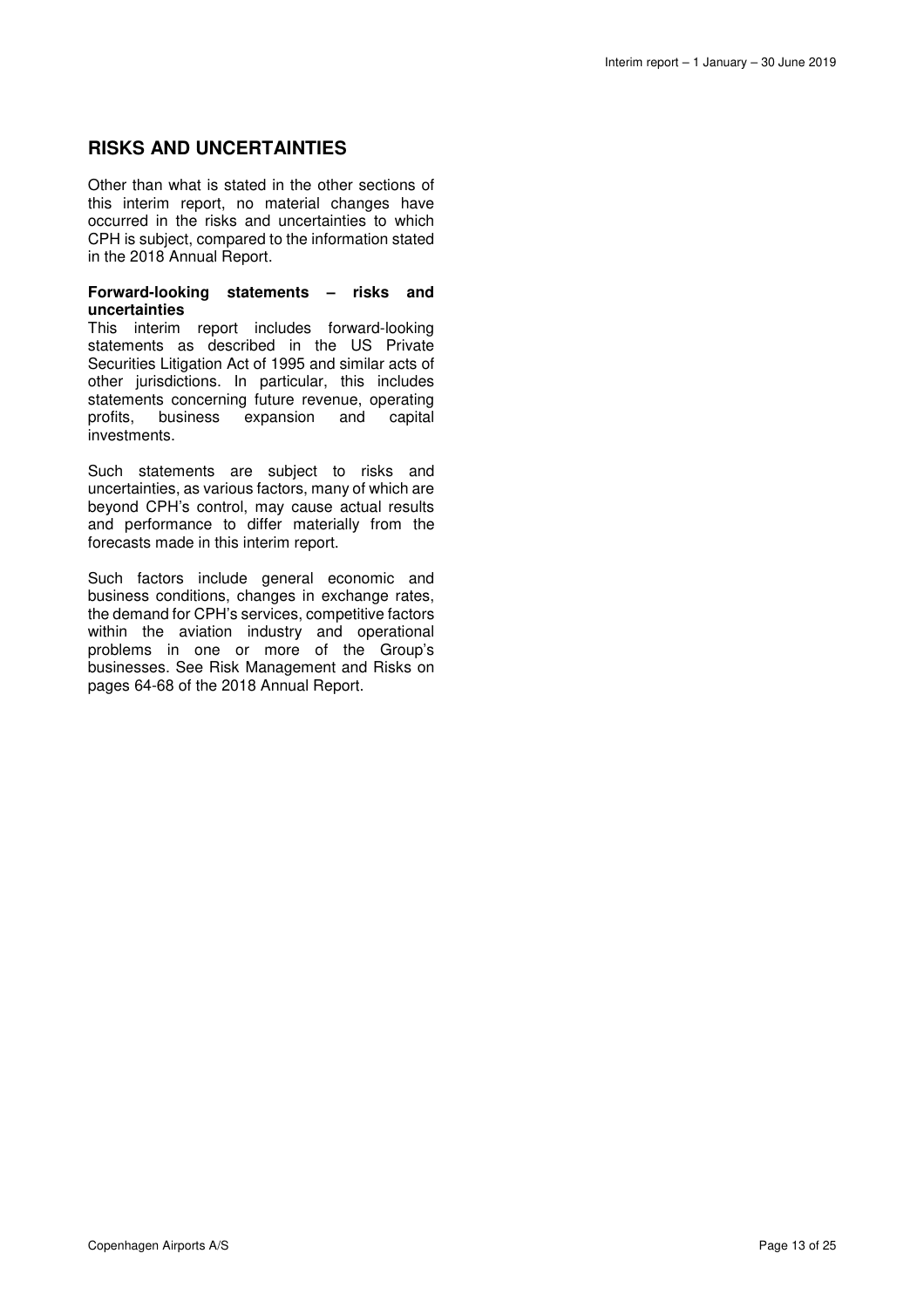## RISKS AND UNCERTAINTIES

Other than what is stated in the other sections of this interim report, no material changes have occurred in the risks and uncertainties to which CPH is subject, compared to the information stated in the 2018 Annual Report.

**Forward-looking statements – risks and uncertainties**

This interim report includes forward-looking statements as described in the US Private Securities Litigation Act of 1995 and similar acts of other jurisdictions. In particular, this includes statements concerning future revenue, operating profits, business expansion and capital investments.

Such statements are subject to risks and uncertainties, as various factors, many of which are beyond CPH's control, may cause actual results and performance to differ materially from the forecasts made in this interim report.

Such factors include general economic and business conditions, changes in exchange rates, the demand for CPH's services, competitive factors within the aviation industry and operational problems in one or more of the Group's businesses. See Risk Management and Risks on pages 64-68 of the 2018 Annual Report.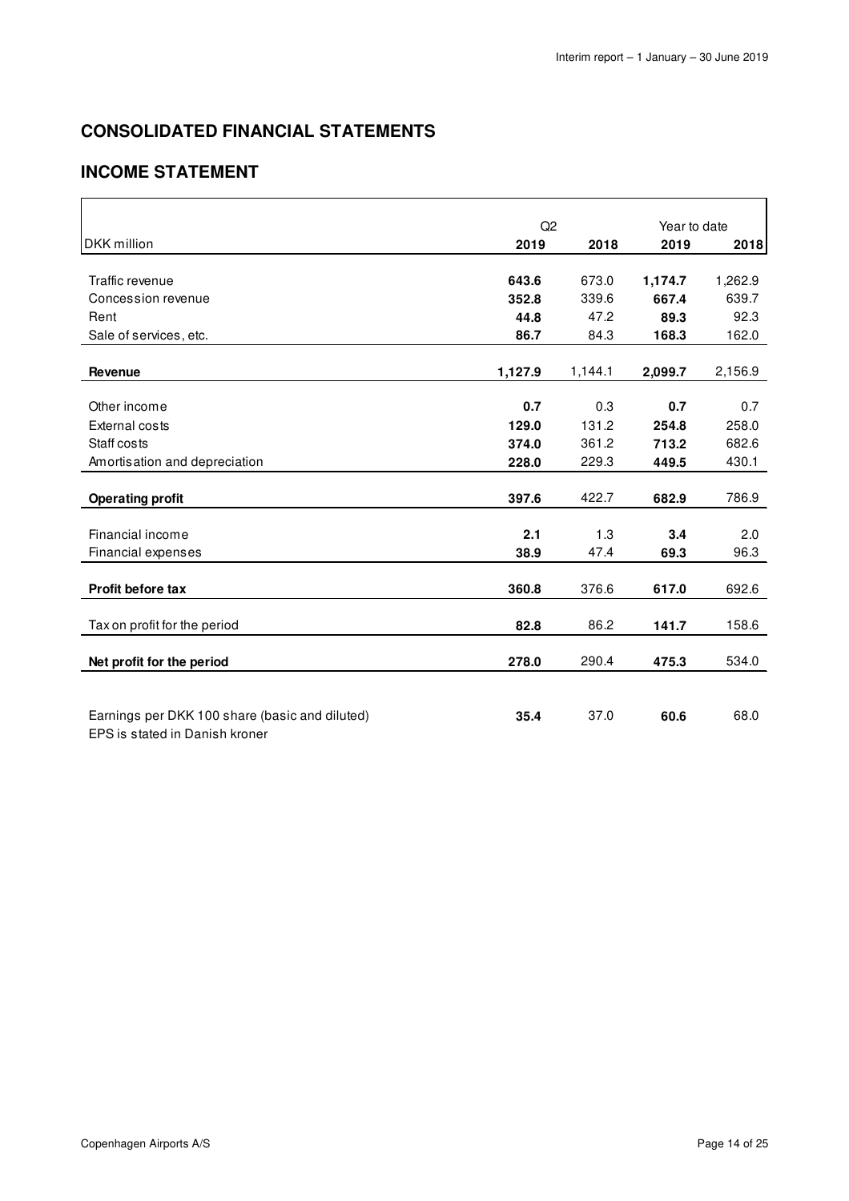## CONSOLIDATED FINANCIAL STATEMENTS

## INCOME STATEMENT

| | Q2 | | Year to date | |
|---|---|---|---|---|
| DKK million | **2019** | **2018** | **2019** | **2018** |
| Traffic revenue | **643.6** | 673.0 | **1,174.7** | 1,262.9 |
| Concession revenue | **352.8** | 339.6 | **667.4** | 639.7 |
| Rent | **44.8** | 47.2 | **89.3** | 92.3 |
| Sale of services, etc. | **86.7** | 84.3 | **168.3** | 162.0 |
| **Revenue** | **1,127.9** | 1,144.1 | **2,099.7** | 2,156.9 |
| Other income | **0.7** | 0.3 | **0.7** | 0.7 |
| External costs | **129.0** | 131.2 | **254.8** | 258.0 |
| Staff costs | **374.0** | 361.2 | **713.2** | 682.6 |
| Amortisation and depreciation | **228.0** | 229.3 | **449.5** | 430.1 |
| **Operating profit** | **397.6** | 422.7 | **682.9** | 786.9 |
| Financial income | **2.1** | 1.3 | **3.4** | 2.0 |
| Financial expenses | **38.9** | 47.4 | **69.3** | 96.3 |
| **Profit before tax** | **360.8** | 376.6 | **617.0** | 692.6 |
| Tax on profit for the period | **82.8** | 86.2 | **141.7** | 158.6 |
| **Net profit for the period** | **278.0** | 290.4 | **475.3** | 534.0 |
| Earnings per DKK 100 share (basic and diluted) | **35.4** | 37.0 | **60.6** | 68.0 |

EPS is stated in Danish kroner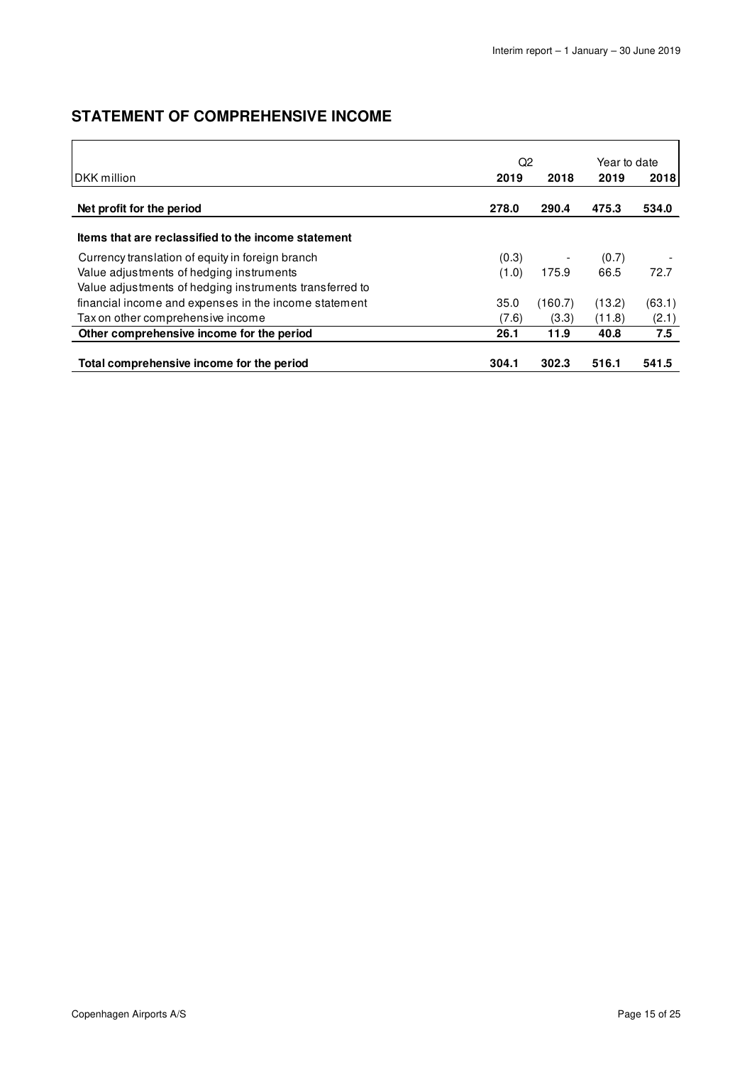## STATEMENT OF COMPREHENSIVE INCOME

| DKK million | Q2 2019 | Q2 2018 | Year to date 2019 | Year to date 2018 |
|---|---|---|---|---|
| **Net profit for the period** | **278.0** | **290.4** | **475.3** | **534.0** |
| **Items that are reclassified to the income statement** | | | | |
| Currency translation of equity in foreign branch | (0.3) | - | (0.7) | - |
| Value adjustments of hedging instruments | (1.0) | 175.9 | 66.5 | 72.7 |
| Value adjustments of hedging instruments transferred to financial income and expenses in the income statement | 35.0 | (160.7) | (13.2) | (63.1) |
| Tax on other comprehensive income | (7.6) | (3.3) | (11.8) | (2.1) |
| **Other comprehensive income for the period** | **26.1** | **11.9** | **40.8** | **7.5** |
| **Total comprehensive income for the period** | **304.1** | **302.3** | **516.1** | **541.5** |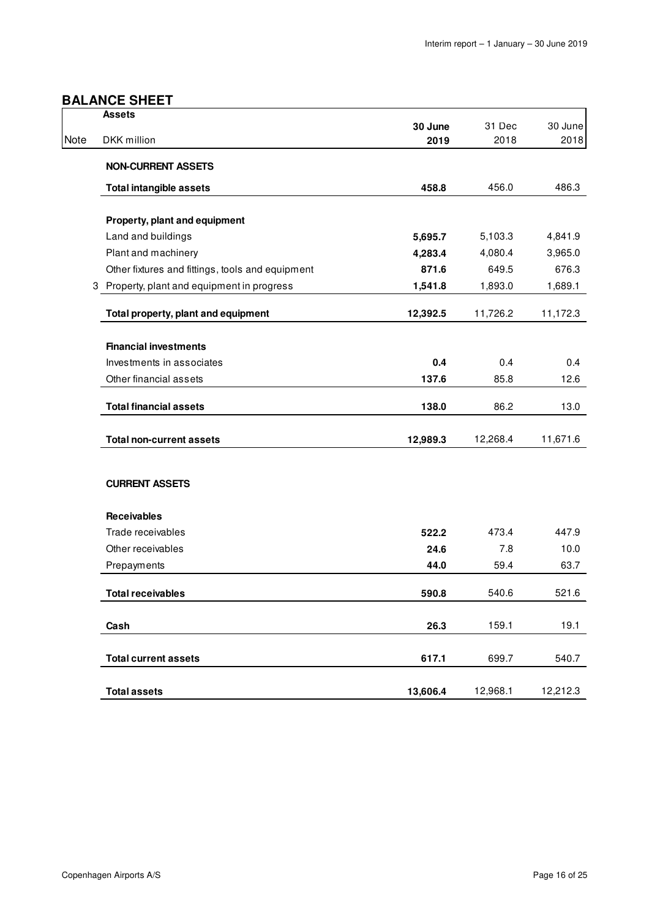## BALANCE SHEET

| Note | Assets<br>DKK million | 30 June 2019 | 31 Dec 2018 | 30 June 2018 |
|---|---|---|---|---|
| | **NON-CURRENT ASSETS** | | | |
| | **Total intangible assets** | **458.8** | 456.0 | 486.3 |
| | **Property, plant and equipment** | | | |
| | Land and buildings | **5,695.7** | 5,103.3 | 4,841.9 |
| | Plant and machinery | **4,283.4** | 4,080.4 | 3,965.0 |
| | Other fixtures and fittings, tools and equipment | **871.6** | 649.5 | 676.3 |
| 3 | Property, plant and equipment in progress | **1,541.8** | 1,893.0 | 1,689.1 |
| | **Total property, plant and equipment** | **12,392.5** | 11,726.2 | 11,172.3 |
| | **Financial investments** | | | |
| | Investments in associates | **0.4** | 0.4 | 0.4 |
| | Other financial assets | **137.6** | 85.8 | 12.6 |
| | **Total financial assets** | **138.0** | 86.2 | 13.0 |
| | **Total non-current assets** | **12,989.3** | 12,268.4 | 11,671.6 |
| | **CURRENT ASSETS** | | | |
| | **Receivables** | | | |
| | Trade receivables | **522.2** | 473.4 | 447.9 |
| | Other receivables | **24.6** | 7.8 | 10.0 |
| | Prepayments | **44.0** | 59.4 | 63.7 |
| | **Total receivables** | **590.8** | 540.6 | 521.6 |
| | **Cash** | **26.3** | 159.1 | 19.1 |
| | **Total current assets** | **617.1** | 699.7 | 540.7 |
| | **Total assets** | **13,606.4** | 12,968.1 | 12,212.3 |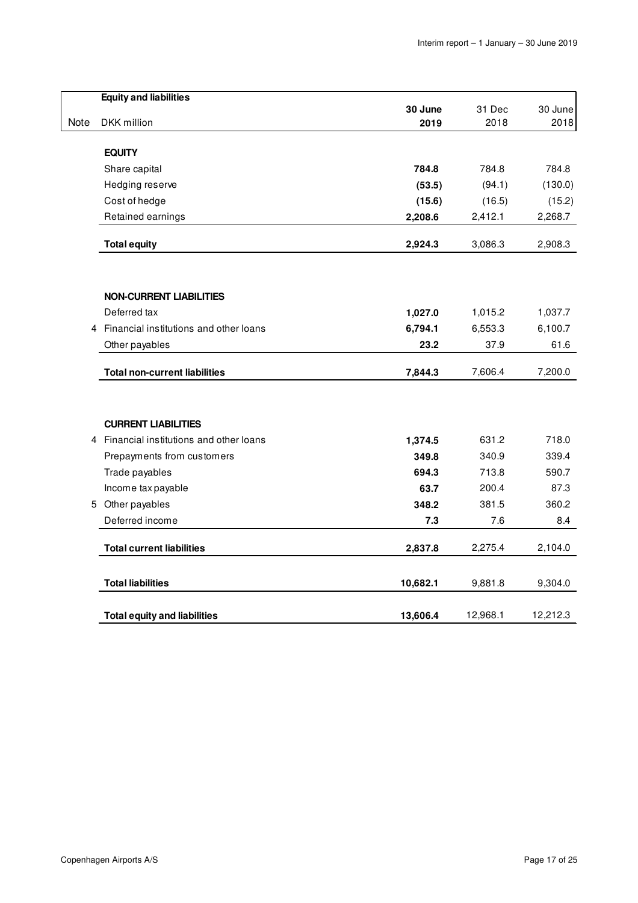| | **Equity and liabilities** | | | |
|---|---|---|---|---|
| **Note** | **DKK million** | **30 June 2019** | **31 Dec 2018** | **30 June 2018** |
| | **EQUITY** | | | |
| | Share capital | **784.8** | 784.8 | 784.8 |
| | Hedging reserve | **(53.5)** | (94.1) | (130.0) |
| | Cost of hedge | **(15.6)** | (16.5) | (15.2) |
| | Retained earnings | **2,208.6** | 2,412.1 | 2,268.7 |
| | **Total equity** | **2,924.3** | 3,086.3 | 2,908.3 |
| | | | | |
| | **NON-CURRENT LIABILITIES** | | | |
| | Deferred tax | **1,027.0** | 1,015.2 | 1,037.7 |
| 4 | Financial institutions and other loans | **6,794.1** | 6,553.3 | 6,100.7 |
| | Other payables | **23.2** | 37.9 | 61.6 |
| | **Total non-current liabilities** | **7,844.3** | 7,606.4 | 7,200.0 |
| | | | | |
| | **CURRENT LIABILITIES** | | | |
| 4 | Financial institutions and other loans | **1,374.5** | 631.2 | 718.0 |
| | Prepayments from customers | **349.8** | 340.9 | 339.4 |
| | Trade payables | **694.3** | 713.8 | 590.7 |
| | Income tax payable | **63.7** | 200.4 | 87.3 |
| 5 | Other payables | **348.2** | 381.5 | 360.2 |
| | Deferred income | **7.3** | 7.6 | 8.4 |
| | **Total current liabilities** | **2,837.8** | 2,275.4 | 2,104.0 |
| | | | | |
| | **Total liabilities** | **10,682.1** | 9,881.8 | 9,304.0 |
| | | | | |
| | **Total equity and liabilities** | **13,606.4** | 12,968.1 | 12,212.3 |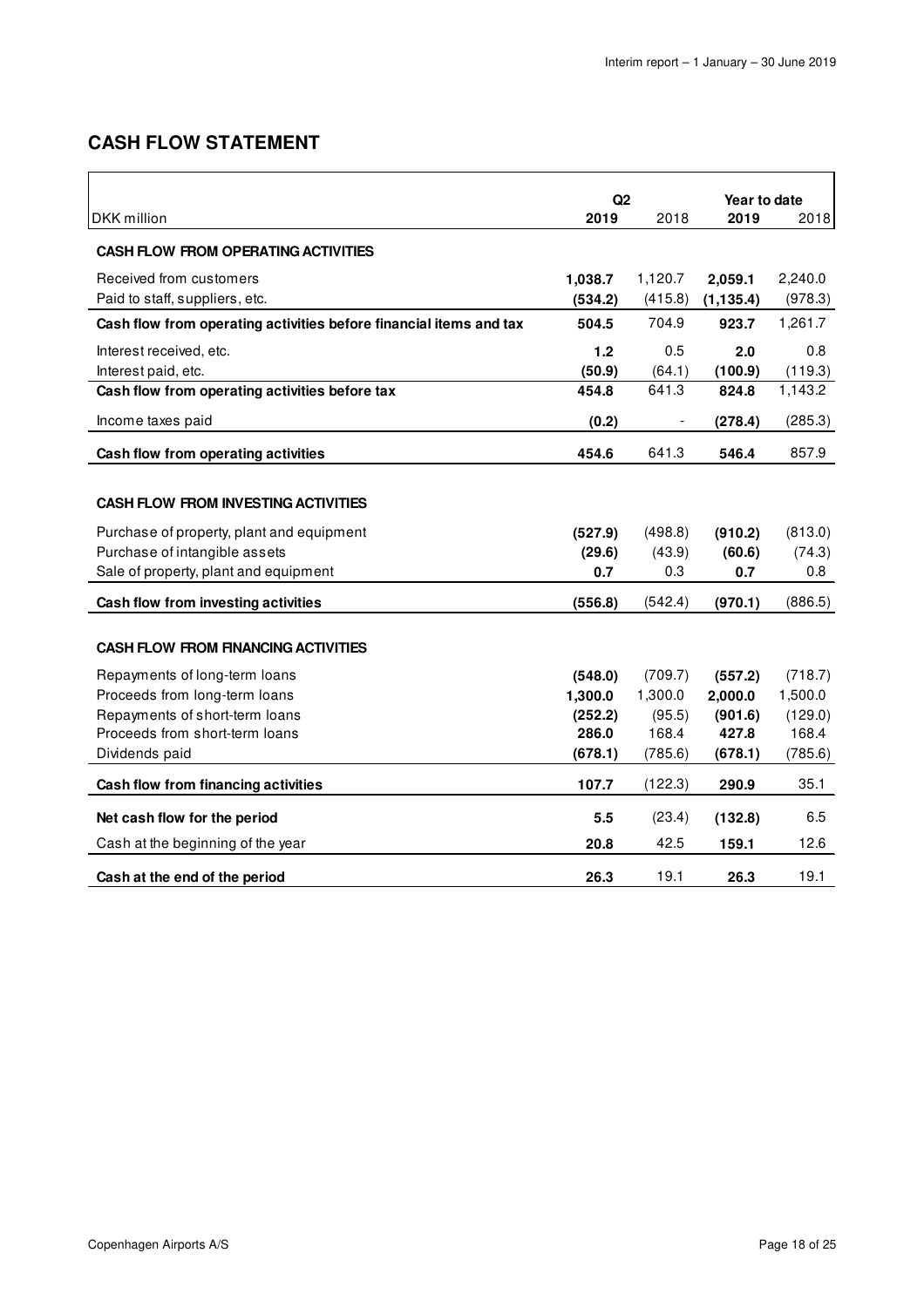## CASH FLOW STATEMENT

| DKK million | Q2 2019 | Q2 2018 | Year to date 2019 | Year to date 2018 |
|---|---|---|---|---|
| **CASH FLOW FROM OPERATING ACTIVITIES** | | | | |
| Received from customers | **1,038.7** | 1,120.7 | **2,059.1** | 2,240.0 |
| Paid to staff, suppliers, etc. | **(534.2)** | (415.8) | **(1,135.4)** | (978.3) |
| **Cash flow from operating activities before financial items and tax** | **504.5** | 704.9 | **923.7** | 1,261.7 |
| Interest received, etc. | **1.2** | 0.5 | **2.0** | 0.8 |
| Interest paid, etc. | **(50.9)** | (64.1) | **(100.9)** | (119.3) |
| **Cash flow from operating activities before tax** | **454.8** | 641.3 | **824.8** | 1,143.2 |
| Income taxes paid | **(0.2)** | - | **(278.4)** | (285.3) |
| **Cash flow from operating activities** | **454.6** | 641.3 | **546.4** | 857.9 |
| | | | | |
| **CASH FLOW FROM INVESTING ACTIVITIES** | | | | |
| Purchase of property, plant and equipment | **(527.9)** | (498.8) | **(910.2)** | (813.0) |
| Purchase of intangible assets | **(29.6)** | (43.9) | **(60.6)** | (74.3) |
| Sale of property, plant and equipment | **0.7** | 0.3 | **0.7** | 0.8 |
| **Cash flow from investing activities** | **(556.8)** | (542.4) | **(970.1)** | (886.5) |
| | | | | |
| **CASH FLOW FROM FINANCING ACTIVITIES** | | | | |
| Repayments of long-term loans | **(548.0)** | (709.7) | **(557.2)** | (718.7) |
| Proceeds from long-term loans | **1,300.0** | 1,300.0 | **2,000.0** | 1,500.0 |
| Repayments of short-term loans | **(252.2)** | (95.5) | **(901.6)** | (129.0) |
| Proceeds from short-term loans | **286.0** | 168.4 | **427.8** | 168.4 |
| Dividends paid | **(678.1)** | (785.6) | **(678.1)** | (785.6) |
| **Cash flow from financing activities** | **107.7** | (122.3) | **290.9** | 35.1 |
| **Net cash flow for the period** | **5.5** | (23.4) | **(132.8)** | 6.5 |
| Cash at the beginning of the year | **20.8** | 42.5 | **159.1** | 12.6 |
| **Cash at the end of the period** | **26.3** | 19.1 | **26.3** | 19.1 |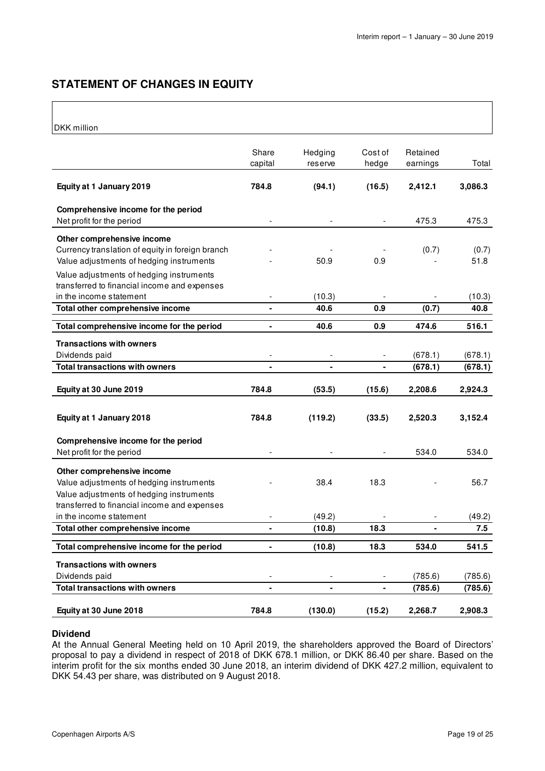## STATEMENT OF CHANGES IN EQUITY

DKK million

| | Share capital | Hedging reserve | Cost of hedge | Retained earnings | Total |
|---|---|---|---|---|---|
| **Equity at 1 January 2019** | **784.8** | **(94.1)** | **(16.5)** | **2,412.1** | **3,086.3** |
| **Comprehensive income for the period** | | | | | |
| Net profit for the period | - | - | - | 475.3 | 475.3 |
| **Other comprehensive income** | | | | | |
| Currency translation of equity in foreign branch | - | - | - | (0.7) | (0.7) |
| Value adjustments of hedging instruments | - | 50.9 | 0.9 | - | 51.8 |
| Value adjustments of hedging instruments transferred to financial income and expenses in the income statement | - | (10.3) | - | - | (10.3) |
| **Total other comprehensive income** | **-** | **40.6** | **0.9** | **(0.7)** | **40.8** |
| **Total comprehensive income for the period** | **-** | **40.6** | **0.9** | **474.6** | **516.1** |
| **Transactions with owners** | | | | | |
| Dividends paid | - | - | - | (678.1) | (678.1) |
| **Total transactions with owners** | **-** | **-** | **-** | **(678.1)** | **(678.1)** |
| **Equity at 30 June 2019** | **784.8** | **(53.5)** | **(15.6)** | **2,208.6** | **2,924.3** |
| **Equity at 1 January 2018** | **784.8** | **(119.2)** | **(33.5)** | **2,520.3** | **3,152.4** |
| **Comprehensive income for the period** | | | | | |
| Net profit for the period | - | - | - | 534.0 | 534.0 |
| **Other comprehensive income** | | | | | |
| Value adjustments of hedging instruments | - | 38.4 | 18.3 | - | 56.7 |
| Value adjustments of hedging instruments transferred to financial income and expenses in the income statement | - | (49.2) | - | - | (49.2) |
| **Total other comprehensive income** | **-** | **(10.8)** | **18.3** | **-** | **7.5** |
| **Total comprehensive income for the period** | **-** | **(10.8)** | **18.3** | **534.0** | **541.5** |
| **Transactions with owners** | | | | | |
| Dividends paid | - | - | - | (785.6) | (785.6) |
| **Total transactions with owners** | **-** | **-** | **-** | **(785.6)** | **(785.6)** |
| **Equity at 30 June 2018** | **784.8** | **(130.0)** | **(15.2)** | **2,268.7** | **2,908.3** |

### Dividend

At the Annual General Meeting held on 10 April 2019, the shareholders approved the Board of Directors' proposal to pay a dividend in respect of 2018 of DKK 678.1 million, or DKK 86.40 per share. Based on the interim profit for the six months ended 30 June 2018, an interim dividend of DKK 427.2 million, equivalent to DKK 54.43 per share, was distributed on 9 August 2018.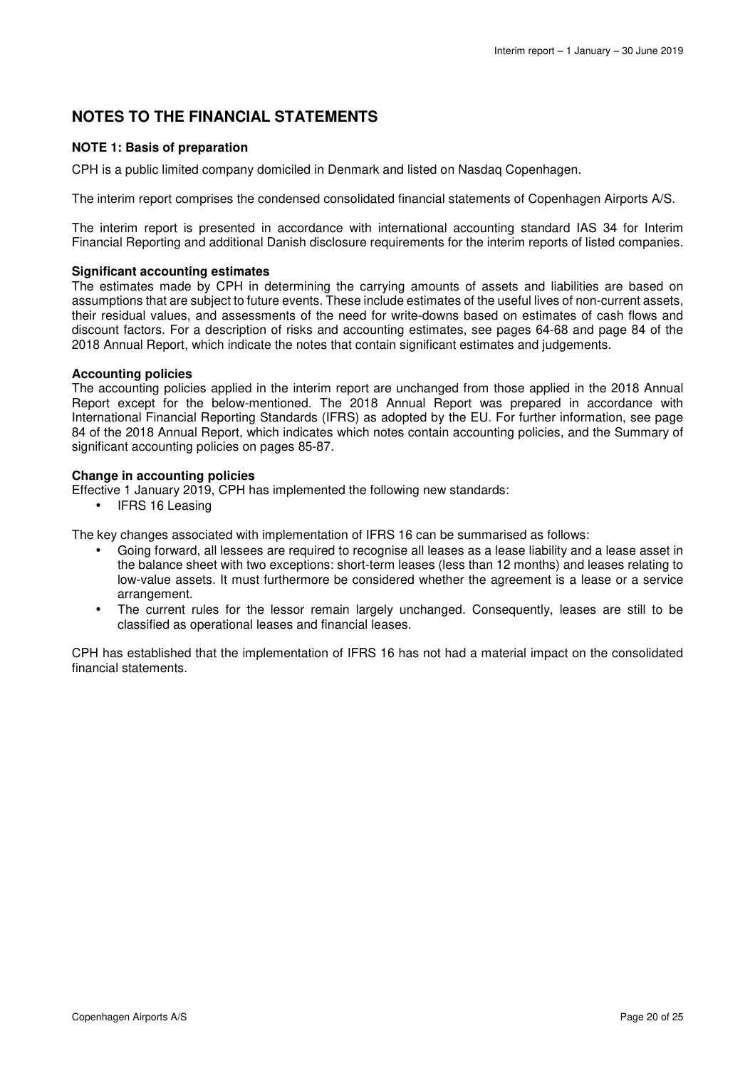## NOTES TO THE FINANCIAL STATEMENTS

### NOTE 1: Basis of preparation

CPH is a public limited company domiciled in Denmark and listed on Nasdaq Copenhagen.

The interim report comprises the condensed consolidated financial statements of Copenhagen Airports A/S.

The interim report is presented in accordance with international accounting standard IAS 34 for Interim Financial Reporting and additional Danish disclosure requirements for the interim reports of listed companies.

**Significant accounting estimates**

The estimates made by CPH in determining the carrying amounts of assets and liabilities are based on assumptions that are subject to future events. These include estimates of the useful lives of non-current assets, their residual values, and assessments of the need for write-downs based on estimates of cash flows and discount factors. For a description of risks and accounting estimates, see pages 64-68 and page 84 of the 2018 Annual Report, which indicate the notes that contain significant estimates and judgements.

**Accounting policies**

The accounting policies applied in the interim report are unchanged from those applied in the 2018 Annual Report except for the below-mentioned. The 2018 Annual Report was prepared in accordance with International Financial Reporting Standards (IFRS) as adopted by the EU. For further information, see page 84 of the 2018 Annual Report, which indicates which notes contain accounting policies, and the Summary of significant accounting policies on pages 85-87.

**Change in accounting policies**

Effective 1 January 2019, CPH has implemented the following new standards:

- IFRS 16 Leasing

The key changes associated with implementation of IFRS 16 can be summarised as follows:

- Going forward, all lessees are required to recognise all leases as a lease liability and a lease asset in the balance sheet with two exceptions: short-term leases (less than 12 months) and leases relating to low-value assets. It must furthermore be considered whether the agreement is a lease or a service arrangement.
- The current rules for the lessor remain largely unchanged. Consequently, leases are still to be classified as operational leases and financial leases.

CPH has established that the implementation of IFRS 16 has not had a material impact on the consolidated financial statements.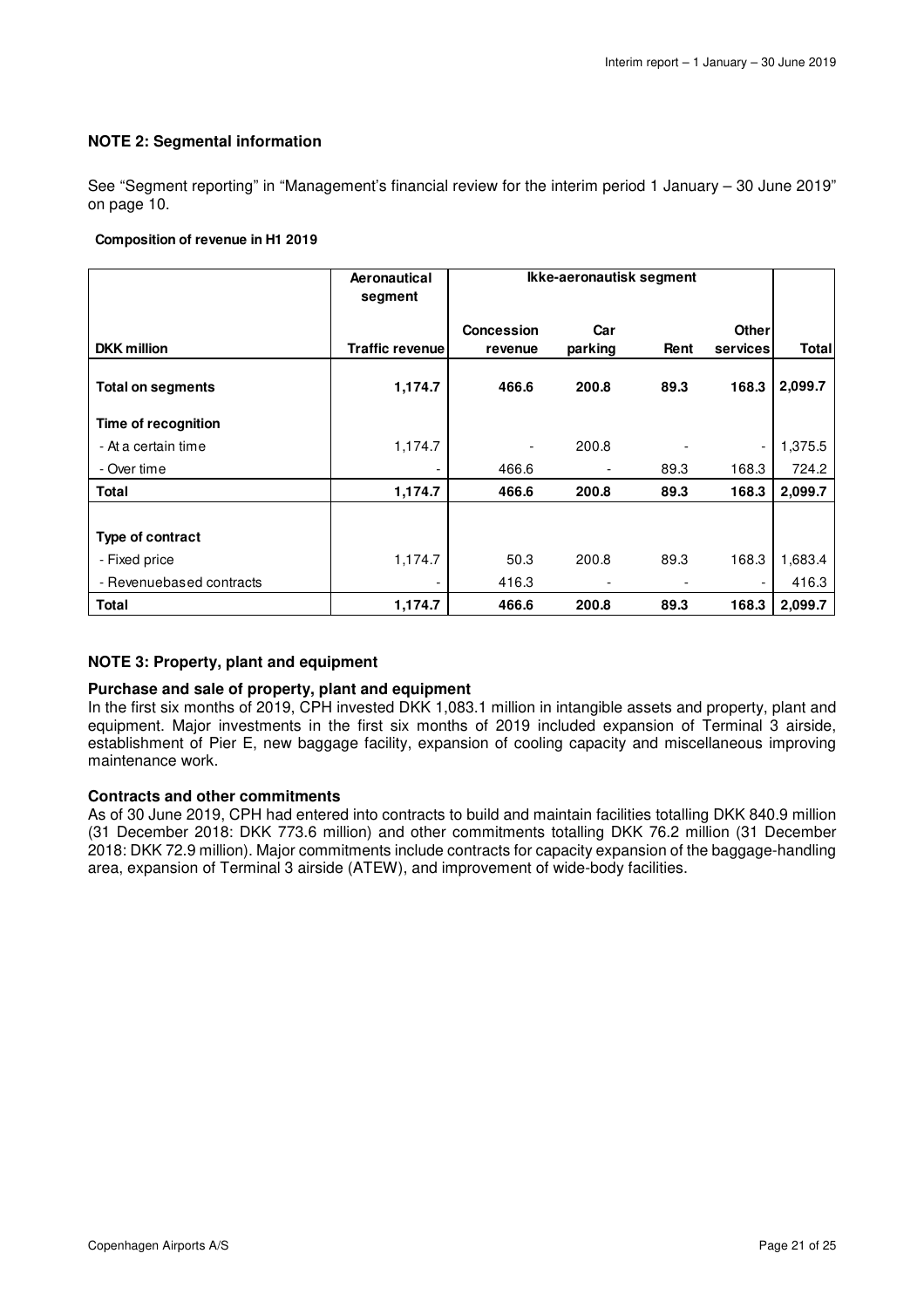### NOTE 2: Segmental information

See "Segment reporting" in "Management's financial review for the interim period 1 January – 30 June 2019" on page 10.

**Composition of revenue in H1 2019**

| | Aeronautical segment | Ikke-aeronautisk segment | | | | |
|---|---|---|---|---|---|---|
| **DKK million** | **Traffic revenue** | **Concession revenue** | **Car parking** | **Rent** | **Other services** | **Total** |
| **Total on segments** | **1,174.7** | **466.6** | **200.8** | **89.3** | **168.3** | **2,099.7** |
| **Time of recognition** | | | | | | |
| - At a certain time | 1,174.7 | - | 200.8 | - | - | 1,375.5 |
| - Over time | - | 466.6 | - | 89.3 | 168.3 | 724.2 |
| **Total** | **1,174.7** | **466.6** | **200.8** | **89.3** | **168.3** | **2,099.7** |
| **Type of contract** | | | | | | |
| - Fixed price | 1,174.7 | 50.3 | 200.8 | 89.3 | 168.3 | 1,683.4 |
| - Revenuebased contracts | - | 416.3 | - | - | - | 416.3 |
| **Total** | **1,174.7** | **466.6** | **200.8** | **89.3** | **168.3** | **2,099.7** |

### NOTE 3: Property, plant and equipment

**Purchase and sale of property, plant and equipment**

In the first six months of 2019, CPH invested DKK 1,083.1 million in intangible assets and property, plant and equipment. Major investments in the first six months of 2019 included expansion of Terminal 3 airside, establishment of Pier E, new baggage facility, expansion of cooling capacity and miscellaneous improving maintenance work.

**Contracts and other commitments**

As of 30 June 2019, CPH had entered into contracts to build and maintain facilities totalling DKK 840.9 million (31 December 2018: DKK 773.6 million) and other commitments totalling DKK 76.2 million (31 December 2018: DKK 72.9 million). Major commitments include contracts for capacity expansion of the baggage-handling area, expansion of Terminal 3 airside (ATEW), and improvement of wide-body facilities.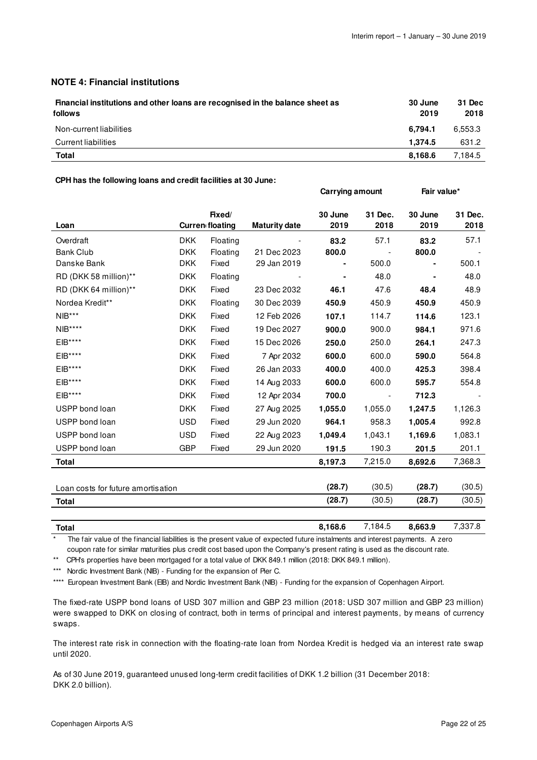## NOTE 4: Financial institutions

| Financial institutions and other loans are recognised in the balance sheet as follows | 30 June 2019 | 31 Dec 2018 |
|---|---|---|
| Non-current liabilities | **6,794.1** | 6,553.3 |
| Current liabilities | **1,374.5** | 631.2 |
| **Total** | **8,168.6** | 7,184.5 |

**CPH has the following loans and credit facilities at 30 June:**

| Loan | Currency | Fixed/ floating | Maturity date | Carrying amount 30 June 2019 | Carrying amount 31 Dec. 2018 | Fair value* 30 June 2019 | Fair value* 31 Dec. 2018 |
|---|---|---|---|---|---|---|---|
| Overdraft | DKK | Floating | - | **83.2** | 57.1 | **83.2** | 57.1 |
| Bank Club | DKK | Floating | 21 Dec 2023 | **800.0** | - | **800.0** | - |
| Danske Bank | DKK | Fixed | 29 Jan 2019 | **-** | 500.0 | **-** | 500.1 |
| RD (DKK 58 million)** | DKK | Floating | - | **-** | 48.0 | **-** | 48.0 |
| RD (DKK 64 million)** | DKK | Fixed | 23 Dec 2032 | **46.1** | 47.6 | **48.4** | 48.9 |
| Nordea Kredit** | DKK | Floating | 30 Dec 2039 | **450.9** | 450.9 | **450.9** | 450.9 |
| NIB*** | DKK | Fixed | 12 Feb 2026 | **107.1** | 114.7 | **114.6** | 123.1 |
| NIB**** | DKK | Fixed | 19 Dec 2027 | **900.0** | 900.0 | **984.1** | 971.6 |
| EIB**** | DKK | Fixed | 15 Dec 2026 | **250.0** | 250.0 | **264.1** | 247.3 |
| EIB**** | DKK | Fixed | 7 Apr 2032 | **600.0** | 600.0 | **590.0** | 564.8 |
| EIB**** | DKK | Fixed | 26 Jan 2033 | **400.0** | 400.0 | **425.3** | 398.4 |
| EIB**** | DKK | Fixed | 14 Aug 2033 | **600.0** | 600.0 | **595.7** | 554.8 |
| EIB**** | DKK | Fixed | 12 Apr 2034 | **700.0** | - | **712.3** | - |
| USPP bond loan | DKK | Fixed | 27 Aug 2025 | **1,055.0** | 1,055.0 | **1,247.5** | 1,126.3 |
| USPP bond loan | USD | Fixed | 29 Jun 2020 | **964.1** | 958.3 | **1,005.4** | 992.8 |
| USPP bond loan | USD | Fixed | 22 Aug 2023 | **1,049.4** | 1,043.1 | **1,169.6** | 1,083.1 |
| USPP bond loan | GBP | Fixed | 29 Jun 2020 | **191.5** | 190.3 | **201.5** | 201.1 |
| **Total** | | | | **8,197.3** | 7,215.0 | **8,692.6** | 7,368.3 |
| | | | | | | | |
| Loan costs for future amortisation | | | | **(28.7)** | (30.5) | **(28.7)** | (30.5) |
| **Total** | | | | **(28.7)** | (30.5) | **(28.7)** | (30.5) |
| | | | | | | | |
| **Total** | | | | **8,168.6** | 7,184.5 | **8,663.9** | 7,337.8 |

\* The fair value of the financial liabilities is the present value of expected future instalments and interest payments. A zero coupon rate for similar maturities plus credit cost based upon the Company's present rating is used as the discount rate.

** CPH's properties have been mortgaged for a total value of DKK 849.1 million (2018: DKK 849.1 million).

*** Nordic Investment Bank (NIB) - Funding for the expansion of Pier C.

**** European Investment Bank (EIB) and Nordic Investment Bank (NIB) - Funding for the expansion of Copenhagen Airport.

The fixed-rate USPP bond loans of USD 307 million and GBP 23 million (2018: USD 307 million and GBP 23 million) were swapped to DKK on closing of contract, both in terms of principal and interest payments, by means of currency swaps.

The interest rate risk in connection with the floating-rate loan from Nordea Kredit is hedged via an interest rate swap until 2020.

As of 30 June 2019, guaranteed unused long-term credit facilities of DKK 1.2 billion (31 December 2018: DKK 2.0 billion).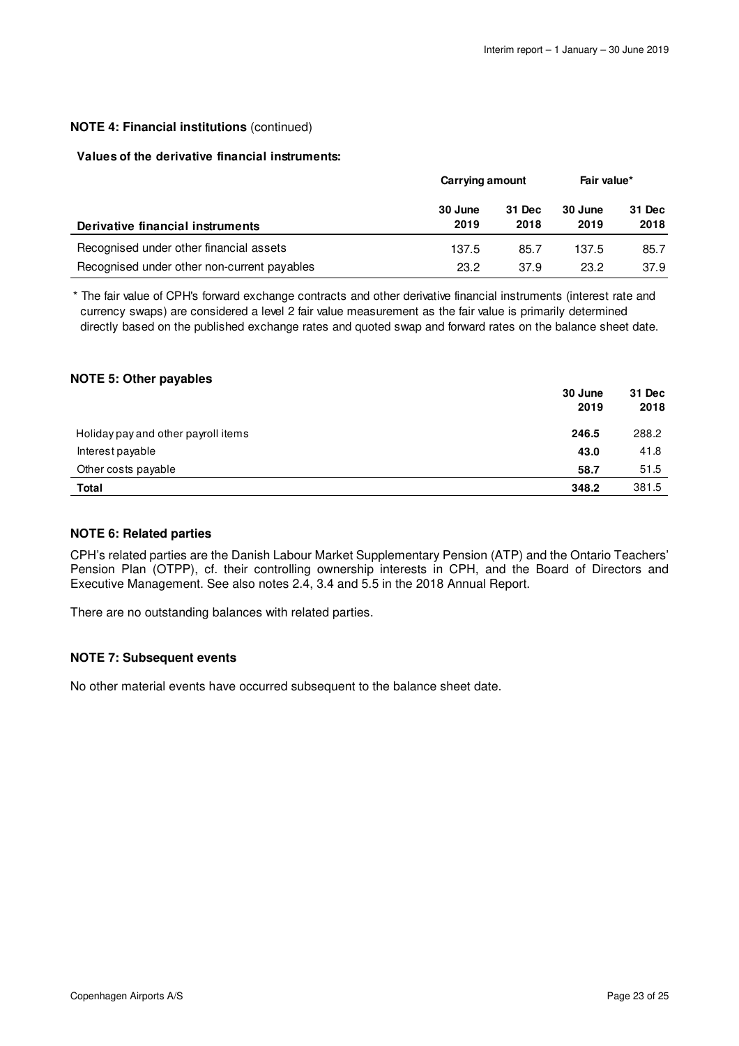### NOTE 4: Financial institutions (continued)

**Values of the derivative financial instruments:**

| Derivative financial instruments | Carrying amount | | Fair value* | |
|---|---|---|---|---|
| | 30 June 2019 | 31 Dec 2018 | 30 June 2019 | 31 Dec 2018 |
| Recognised under other financial assets | 137.5 | 85.7 | 137.5 | 85.7 |
| Recognised under other non-current payables | 23.2 | 37.9 | 23.2 | 37.9 |

\* The fair value of CPH's forward exchange contracts and other derivative financial instruments (interest rate and currency swaps) are considered a level 2 fair value measurement as the fair value is primarily determined directly based on the published exchange rates and quoted swap and forward rates on the balance sheet date.

### NOTE 5: Other payables

| | 30 June 2019 | 31 Dec 2018 |
|---|---|---|
| Holiday pay and other payroll items | **246.5** | 288.2 |
| Interest payable | **43.0** | 41.8 |
| Other costs payable | **58.7** | 51.5 |
| **Total** | **348.2** | 381.5 |

### NOTE 6: Related parties

CPH's related parties are the Danish Labour Market Supplementary Pension (ATP) and the Ontario Teachers' Pension Plan (OTPP), cf. their controlling ownership interests in CPH, and the Board of Directors and Executive Management. See also notes 2.4, 3.4 and 5.5 in the 2018 Annual Report.

There are no outstanding balances with related parties.

### NOTE 7: Subsequent events

No other material events have occurred subsequent to the balance sheet date.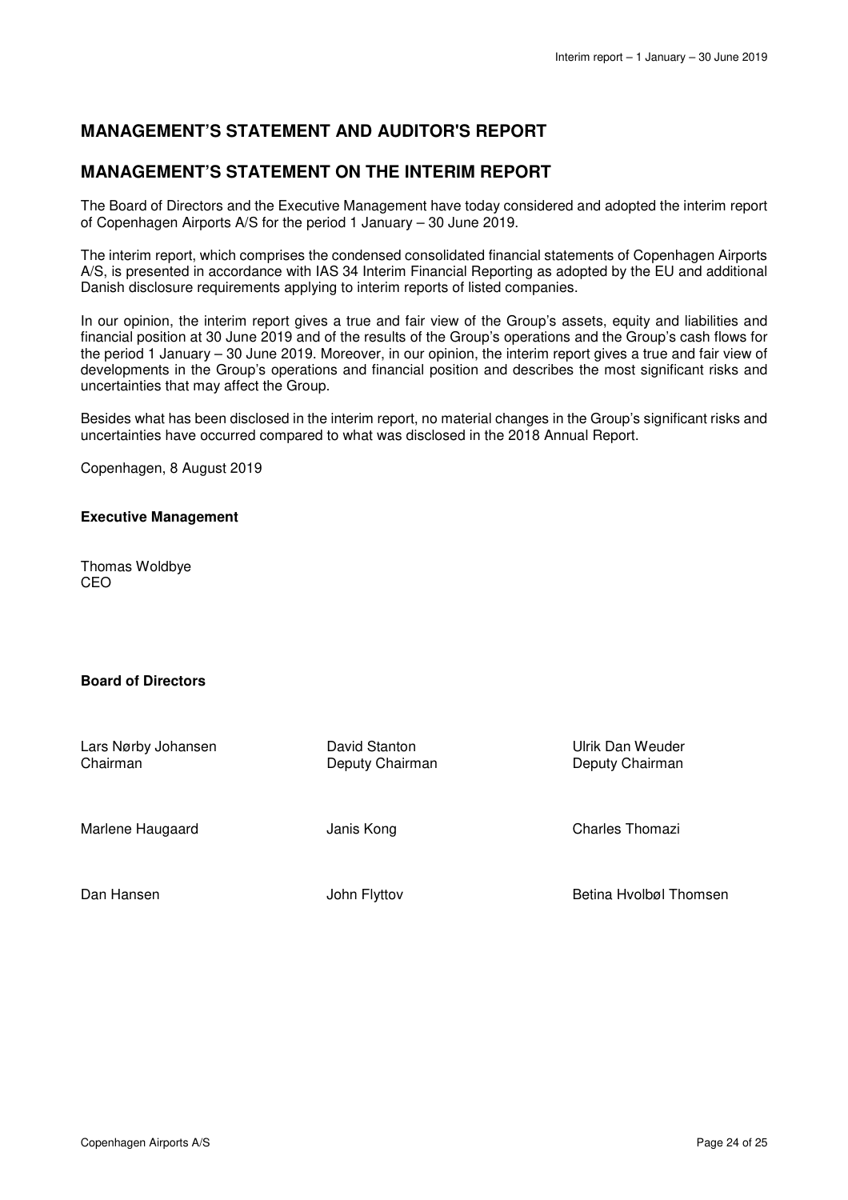# MANAGEMENT'S STATEMENT AND AUDITOR'S REPORT

## MANAGEMENT'S STATEMENT ON THE INTERIM REPORT

The Board of Directors and the Executive Management have today considered and adopted the interim report of Copenhagen Airports A/S for the period 1 January – 30 June 2019.

The interim report, which comprises the condensed consolidated financial statements of Copenhagen Airports A/S, is presented in accordance with IAS 34 Interim Financial Reporting as adopted by the EU and additional Danish disclosure requirements applying to interim reports of listed companies.

In our opinion, the interim report gives a true and fair view of the Group's assets, equity and liabilities and financial position at 30 June 2019 and of the results of the Group's operations and the Group's cash flows for the period 1 January – 30 June 2019. Moreover, in our opinion, the interim report gives a true and fair view of developments in the Group's operations and financial position and describes the most significant risks and uncertainties that may affect the Group.

Besides what has been disclosed in the interim report, no material changes in the Group's significant risks and uncertainties have occurred compared to what was disclosed in the 2018 Annual Report.

Copenhagen, 8 August 2019

**Executive Management**

Thomas Woldbye
CEO

**Board of Directors**

| | | |
|---|---|---|
| Lars Nørby Johansen<br>Chairman | David Stanton<br>Deputy Chairman | Ulrik Dan Weuder<br>Deputy Chairman |
| Marlene Haugaard | Janis Kong | Charles Thomazi |
| Dan Hansen | John Flyttov | Betina Hvolbøl Thomsen |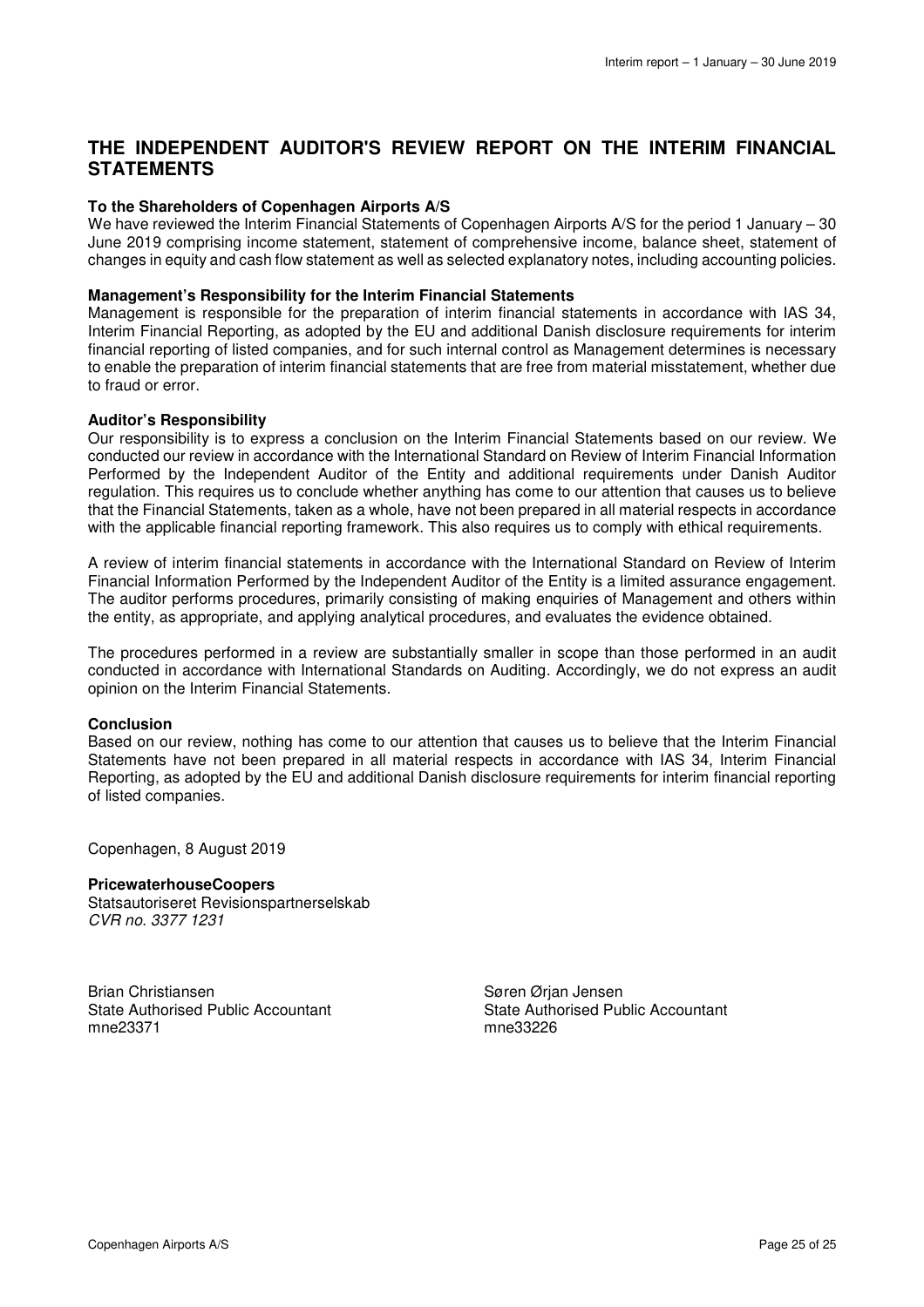# THE INDEPENDENT AUDITOR'S REVIEW REPORT ON THE INTERIM FINANCIAL STATEMENTS

**To the Shareholders of Copenhagen Airports A/S**

We have reviewed the Interim Financial Statements of Copenhagen Airports A/S for the period 1 January – 30 June 2019 comprising income statement, statement of comprehensive income, balance sheet, statement of changes in equity and cash flow statement as well as selected explanatory notes, including accounting policies.

**Management's Responsibility for the Interim Financial Statements**

Management is responsible for the preparation of interim financial statements in accordance with IAS 34, Interim Financial Reporting, as adopted by the EU and additional Danish disclosure requirements for interim financial reporting of listed companies, and for such internal control as Management determines is necessary to enable the preparation of interim financial statements that are free from material misstatement, whether due to fraud or error.

**Auditor's Responsibility**

Our responsibility is to express a conclusion on the Interim Financial Statements based on our review. We conducted our review in accordance with the International Standard on Review of Interim Financial Information Performed by the Independent Auditor of the Entity and additional requirements under Danish Auditor regulation. This requires us to conclude whether anything has come to our attention that causes us to believe that the Financial Statements, taken as a whole, have not been prepared in all material respects in accordance with the applicable financial reporting framework. This also requires us to comply with ethical requirements.

A review of interim financial statements in accordance with the International Standard on Review of Interim Financial Information Performed by the Independent Auditor of the Entity is a limited assurance engagement. The auditor performs procedures, primarily consisting of making enquiries of Management and others within the entity, as appropriate, and applying analytical procedures, and evaluates the evidence obtained.

The procedures performed in a review are substantially smaller in scope than those performed in an audit conducted in accordance with International Standards on Auditing. Accordingly, we do not express an audit opinion on the Interim Financial Statements.

**Conclusion**

Based on our review, nothing has come to our attention that causes us to believe that the Interim Financial Statements have not been prepared in all material respects in accordance with IAS 34, Interim Financial Reporting, as adopted by the EU and additional Danish disclosure requirements for interim financial reporting of listed companies.

Copenhagen, 8 August 2019

**PricewaterhouseCoopers**
Statsautoriseret Revisionspartnerselskab
*CVR no. 3377 1231*

Brian Christiansen
State Authorised Public Accountant
mne23371

Søren Ørjan Jensen
State Authorised Public Accountant
mne33226